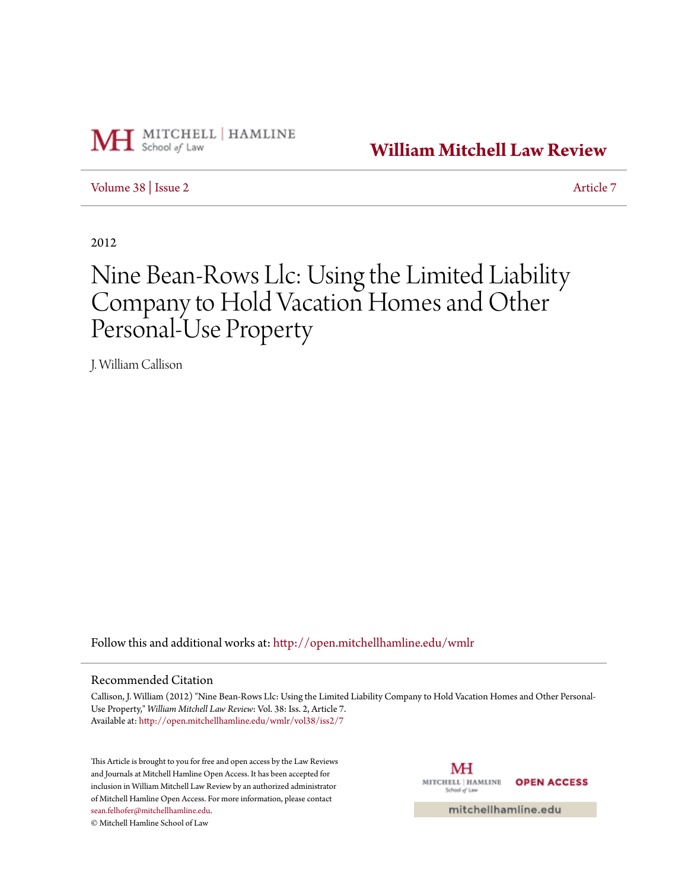William Mitchell Law Review

Volume 38 | Issue 2 Article 7

2012

# Nine Bean-Rows Llc: Using the Limited Liability Company to Hold Vacation Homes and Other Personal-Use Property

J. William Callison

Follow this and additional works at: http://open.mitchellhamline.edu/wmlr

## Recommended Citation

Callison, J. William (2012) "Nine Bean-Rows Llc: Using the Limited Liability Company to Hold Vacation Homes and Other Personal-Use Property," *William Mitchell Law Review*: Vol. 38: Iss. 2, Article 7.
Available at: http://open.mitchellhamline.edu/wmlr/vol38/iss2/7

This Article is brought to you for free and open access by the Law Reviews and Journals at Mitchell Hamline Open Access. It has been accepted for inclusion in William Mitchell Law Review by an authorized administrator of Mitchell Hamline Open Access. For more information, please contact sean.felhofer@mitchellhamline.edu.
© Mitchell Hamline School of Law

MITCHELL | HAMLINE School of Law OPEN ACCESS

mitchellhamline.edu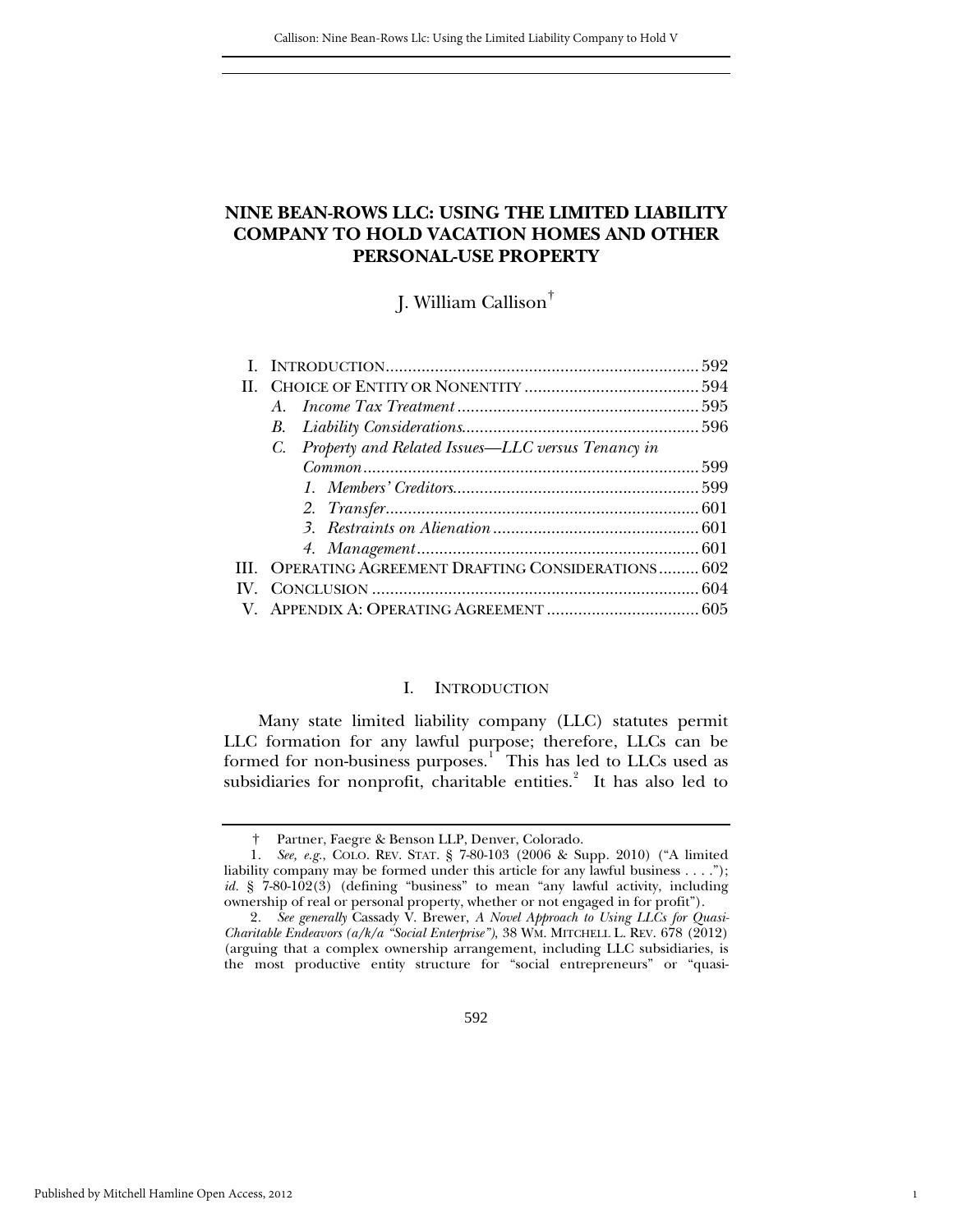# NINE BEAN-ROWS LLC: USING THE LIMITED LIABILITY COMPANY TO HOLD VACATION HOMES AND OTHER PERSONAL-USE PROPERTY

J. William Callison[†]

| | | |
|---|---|---|
| I. | INTRODUCTION | 592 |
| II. | CHOICE OF ENTITY OR NONENTITY | 594 |
| | *A. Income Tax Treatment* | 595 |
| | *B. Liability Considerations* | 596 |
| | *C. Property and Related Issues—LLC versus Tenancy in Common* | 599 |
| | *1. Members' Creditors* | 599 |
| | *2. Transfer* | 601 |
| | *3. Restraints on Alienation* | 601 |
| | *4. Management* | 601 |
| III. | OPERATING AGREEMENT DRAFTING CONSIDERATIONS | 602 |
| IV. | CONCLUSION | 604 |
| V. | APPENDIX A: OPERATING AGREEMENT | 605 |

## I. INTRODUCTION

Many state limited liability company (LLC) statutes permit LLC formation for any lawful purpose; therefore, LLCs can be formed for non-business purposes.[1] This has led to LLCs used as subsidiaries for nonprofit, charitable entities.[2] It has also led to

---

† Partner, Faegre & Benson LLP, Denver, Colorado.

1. *See, e.g.*, COLO. REV. STAT. § 7-80-103 (2006 & Supp. 2010) ("A limited liability company may be formed under this article for any lawful business . . . ."); *id.* § 7-80-102(3) (defining "business" to mean "any lawful activity, including ownership of real or personal property, whether or not engaged in for profit").

2. *See generally* Cassady V. Brewer, *A Novel Approach to Using LLCs for Quasi-Charitable Endeavors (a/k/a "Social Enterprise")*, 38 WM. MITCHELL L. REV. 678 (2012) (arguing that a complex ownership arrangement, including LLC subsidiaries, is the most productive entity structure for "social entrepreneurs" or "quasi-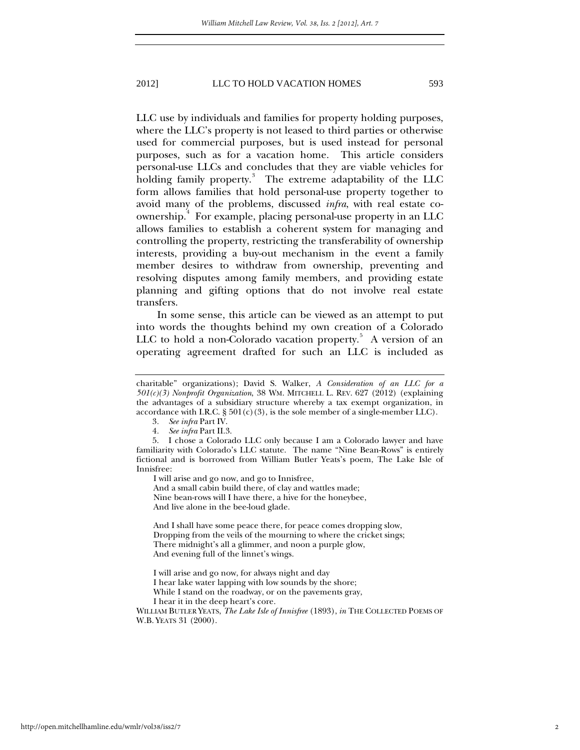LLC use by individuals and families for property holding purposes, where the LLC's property is not leased to third parties or otherwise used for commercial purposes, but is used instead for personal purposes, such as for a vacation home. This article considers personal-use LLCs and concludes that they are viable vehicles for holding family property.[3] The extreme adaptability of the LLC form allows families that hold personal-use property together to avoid many of the problems, discussed *infra*, with real estate co-ownership.[4] For example, placing personal-use property in an LLC allows families to establish a coherent system for managing and controlling the property, restricting the transferability of ownership interests, providing a buy-out mechanism in the event a family member desires to withdraw from ownership, preventing and resolving disputes among family members, and providing estate planning and gifting options that do not involve real estate transfers.

In some sense, this article can be viewed as an attempt to put into words the thoughts behind my own creation of a Colorado LLC to hold a non-Colorado vacation property.[5] A version of an operating agreement drafted for such an LLC is included as

---

charitable" organizations); David S. Walker, *A Consideration of an LLC for a 501(c)(3) Nonprofit Organization*, 38 WM. MITCHELL L. REV. 627 (2012) (explaining the advantages of a subsidiary structure whereby a tax exempt organization, in accordance with I.R.C. § 501(c)(3), is the sole member of a single-member LLC).

3. *See infra* Part IV.

4. *See infra* Part II.3.

5. I chose a Colorado LLC only because I am a Colorado lawyer and have familiarity with Colorado's LLC statute. The name "Nine Bean-Rows" is entirely fictional and is borrowed from William Butler Yeats's poem, The Lake Isle of Innisfree:

> I will arise and go now, and go to Innisfree,
> And a small cabin build there, of clay and wattles made;
> Nine bean-rows will I have there, a hive for the honeybee,
> And live alone in the bee-loud glade.
>
> And I shall have some peace there, for peace comes dropping slow,
> Dropping from the veils of the mourning to where the cricket sings;
> There midnight's all a glimmer, and noon a purple glow,
> And evening full of the linnet's wings.
>
> I will arise and go now, for always night and day
> I hear lake water lapping with low sounds by the shore;
> While I stand on the roadway, or on the pavements gray,
> I hear it in the deep heart's core.

WILLIAM BUTLER YEATS, *The Lake Isle of Innisfree* (1893), *in* THE COLLECTED POEMS OF W.B. YEATS 31 (2000).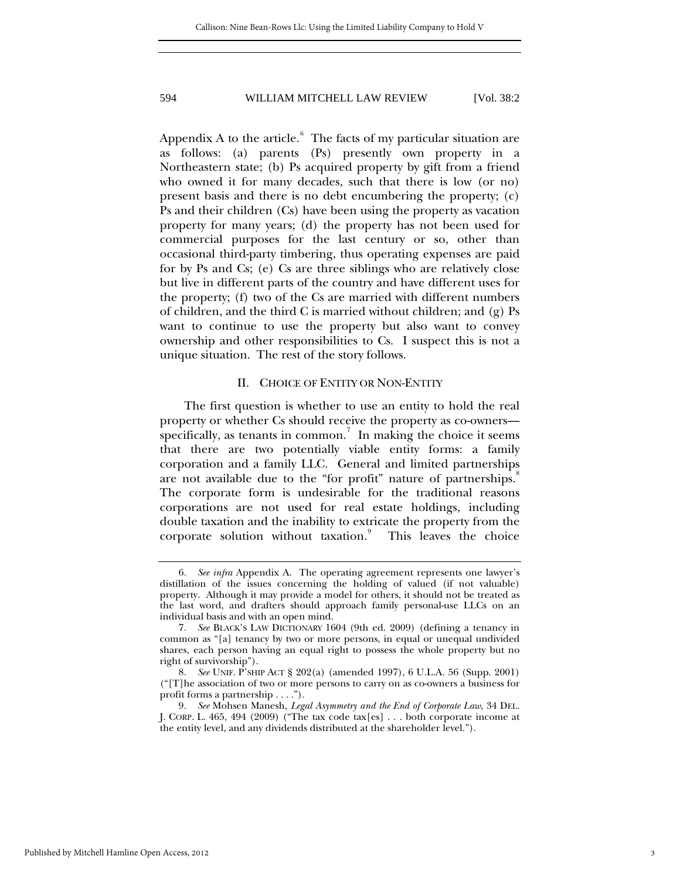Appendix A to the article.[6] The facts of my particular situation are as follows: (a) parents (Ps) presently own property in a Northeastern state; (b) Ps acquired property by gift from a friend who owned it for many decades, such that there is low (or no) present basis and there is no debt encumbering the property; (c) Ps and their children (Cs) have been using the property as vacation property for many years; (d) the property has not been used for commercial purposes for the last century or so, other than occasional third-party timbering, thus operating expenses are paid for by Ps and Cs; (e) Cs are three siblings who are relatively close but live in different parts of the country and have different uses for the property; (f) two of the Cs are married with different numbers of children, and the third C is married without children; and (g) Ps want to continue to use the property but also want to convey ownership and other responsibilities to Cs. I suspect this is not a unique situation. The rest of the story follows.

## II. CHOICE OF ENTITY OR NON-ENTITY

The first question is whether to use an entity to hold the real property or whether Cs should receive the property as co-owners—specifically, as tenants in common.[7] In making the choice it seems that there are two potentially viable entity forms: a family corporation and a family LLC. General and limited partnerships are not available due to the "for profit" nature of partnerships.[8] The corporate form is undesirable for the traditional reasons corporations are not used for real estate holdings, including double taxation and the inability to extricate the property from the corporate solution without taxation.[9] This leaves the choice

---

6. *See infra* Appendix A. The operating agreement represents one lawyer's distillation of the issues concerning the holding of valued (if not valuable) property. Although it may provide a model for others, it should not be treated as the last word, and drafters should approach family personal-use LLCs on an individual basis and with an open mind.

7. *See* BLACK'S LAW DICTIONARY 1604 (9th ed. 2009) (defining a tenancy in common as "[a] tenancy by two or more persons, in equal or unequal undivided shares, each person having an equal right to possess the whole property but no right of survivorship").

8. *See* UNIF. P'SHIP ACT § 202(a) (amended 1997), 6 U.L.A. 56 (Supp. 2001) ("[T]he association of two or more persons to carry on as co-owners a business for profit forms a partnership . . . .").

9. *See* Mohsen Manesh, *Legal Asymmetry and the End of Corporate Law*, 34 DEL. J. CORP. L. 465, 494 (2009) ("The tax code tax[es] . . . both corporate income at the entity level, and any dividends distributed at the shareholder level.").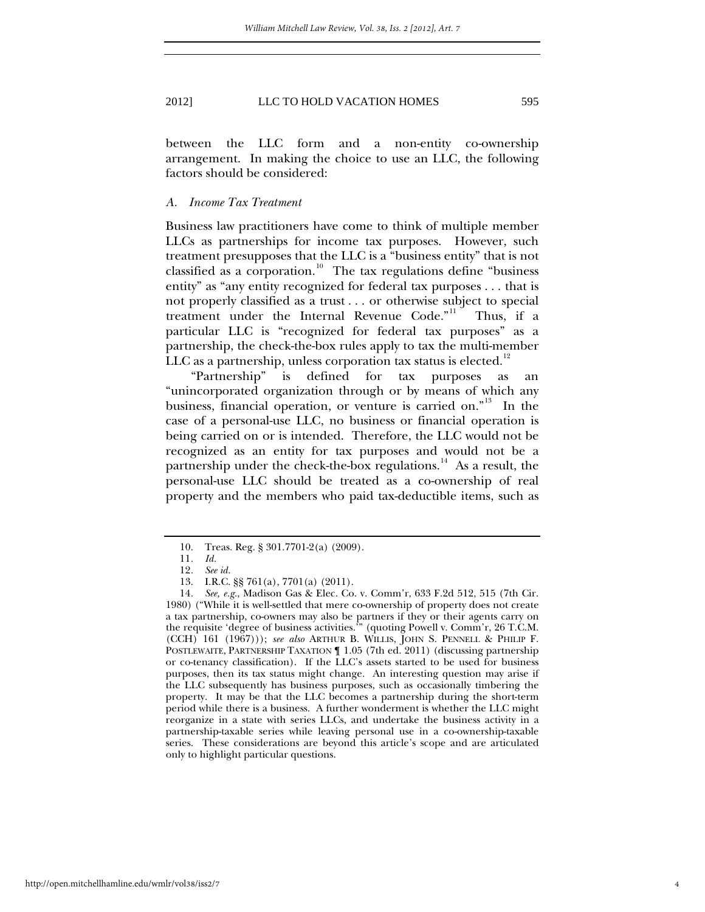between the LLC form and a non-entity co-ownership arrangement. In making the choice to use an LLC, the following factors should be considered:

### *A. Income Tax Treatment*

Business law practitioners have come to think of multiple member LLCs as partnerships for income tax purposes. However, such treatment presupposes that the LLC is a "business entity" that is not classified as a corporation.[10] The tax regulations define "business entity" as "any entity recognized for federal tax purposes . . . that is not properly classified as a trust . . . or otherwise subject to special treatment under the Internal Revenue Code."[11] Thus, if a particular LLC is "recognized for federal tax purposes" as a partnership, the check-the-box rules apply to tax the multi-member LLC as a partnership, unless corporation tax status is elected.[12]

"Partnership" is defined for tax purposes as an "unincorporated organization through or by means of which any business, financial operation, or venture is carried on."[13] In the case of a personal-use LLC, no business or financial operation is being carried on or is intended. Therefore, the LLC would not be recognized as an entity for tax purposes and would not be a partnership under the check-the-box regulations.[14] As a result, the personal-use LLC should be treated as a co-ownership of real property and the members who paid tax-deductible items, such as

---

10. Treas. Reg. § 301.7701-2(a) (2009).

11. *Id.*

12. *See id.*

13. I.R.C. §§ 761(a), 7701(a) (2011).

14. *See, e.g.*, Madison Gas & Elec. Co. v. Comm'r, 633 F.2d 512, 515 (7th Cir. 1980) ("While it is well-settled that mere co-ownership of property does not create a tax partnership, co-owners may also be partners if they or their agents carry on the requisite 'degree of business activities.'" (quoting Powell v. Comm'r, 26 T.C.M. (CCH) 161 (1967))); *see also* ARTHUR B. WILLIS, JOHN S. PENNELL & PHILIP F. POSTLEWAITE, PARTNERSHIP TAXATION ¶ 1.05 (7th ed. 2011) (discussing partnership or co-tenancy classification). If the LLC's assets started to be used for business purposes, then its tax status might change. An interesting question may arise if the LLC subsequently has business purposes, such as occasionally timbering the property. It may be that the LLC becomes a partnership during the short-term period while there is a business. A further wonderment is whether the LLC might reorganize in a state with series LLCs, and undertake the business activity in a partnership-taxable series while leaving personal use in a co-ownership-taxable series. These considerations are beyond this article's scope and are articulated only to highlight particular questions.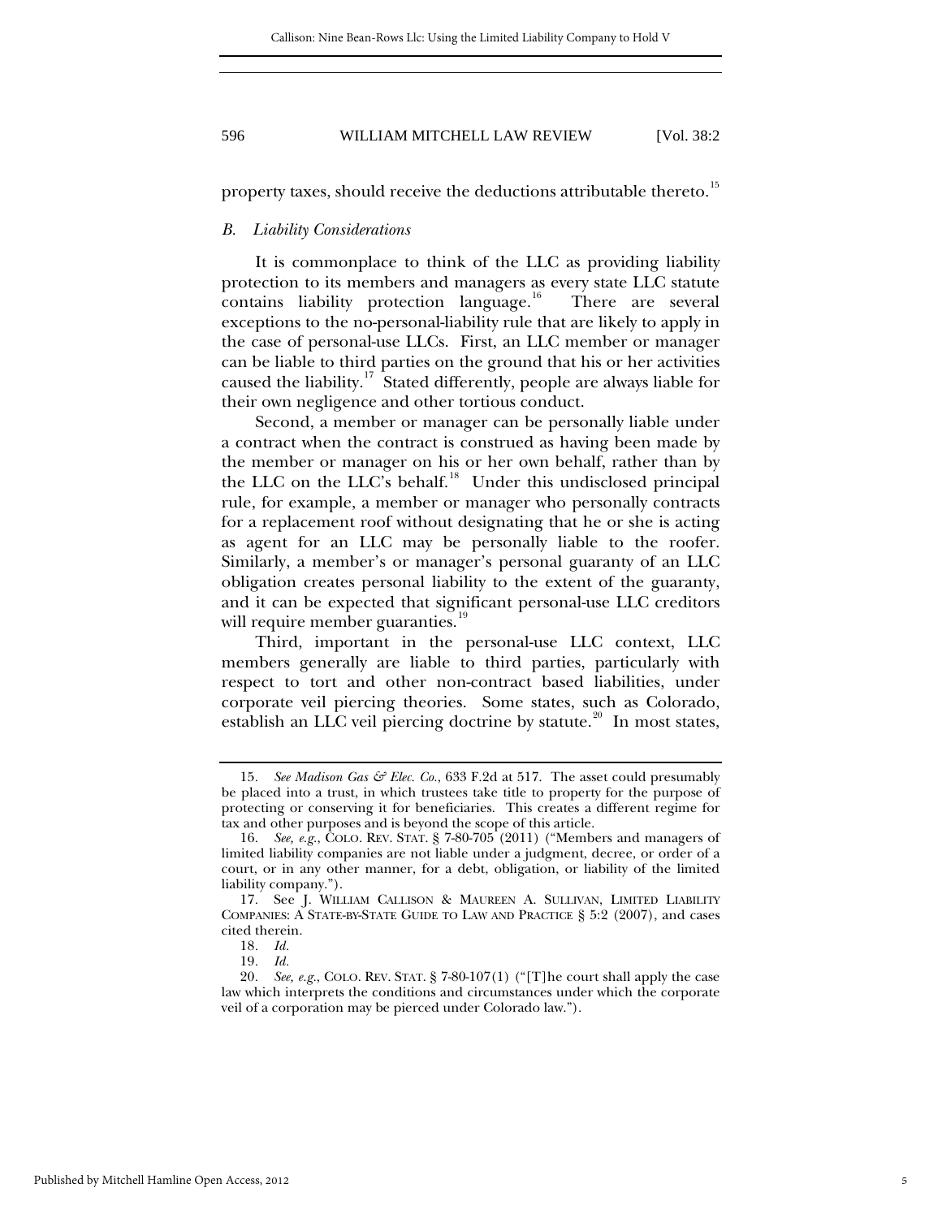property taxes, should receive the deductions attributable thereto.[15]

### *B. Liability Considerations*

It is commonplace to think of the LLC as providing liability protection to its members and managers as every state LLC statute contains liability protection language.[16] There are several exceptions to the no-personal-liability rule that are likely to apply in the case of personal-use LLCs. First, an LLC member or manager can be liable to third parties on the ground that his or her activities caused the liability.[17] Stated differently, people are always liable for their own negligence and other tortious conduct.

Second, a member or manager can be personally liable under a contract when the contract is construed as having been made by the member or manager on his or her own behalf, rather than by the LLC on the LLC's behalf.[18] Under this undisclosed principal rule, for example, a member or manager who personally contracts for a replacement roof without designating that he or she is acting as agent for an LLC may be personally liable to the roofer. Similarly, a member's or manager's personal guaranty of an LLC obligation creates personal liability to the extent of the guaranty, and it can be expected that significant personal-use LLC creditors will require member guaranties.[19]

Third, important in the personal-use LLC context, LLC members generally are liable to third parties, particularly with respect to tort and other non-contract based liabilities, under corporate veil piercing theories. Some states, such as Colorado, establish an LLC veil piercing doctrine by statute.[20] In most states,

---

15. *See Madison Gas & Elec. Co.*, 633 F.2d at 517. The asset could presumably be placed into a trust, in which trustees take title to property for the purpose of protecting or conserving it for beneficiaries. This creates a different regime for tax and other purposes and is beyond the scope of this article.

16. *See, e.g.*, COLO. REV. STAT. § 7-80-705 (2011) ("Members and managers of limited liability companies are not liable under a judgment, decree, or order of a court, or in any other manner, for a debt, obligation, or liability of the limited liability company.").

17. See J. WILLIAM CALLISON & MAUREEN A. SULLIVAN, LIMITED LIABILITY COMPANIES: A STATE-BY-STATE GUIDE TO LAW AND PRACTICE § 5:2 (2007), and cases cited therein.

18. *Id.*

19. *Id.*

20. *See, e.g.*, COLO. REV. STAT. § 7-80-107(1) ("[T]he court shall apply the case law which interprets the conditions and circumstances under which the corporate veil of a corporation may be pierced under Colorado law.").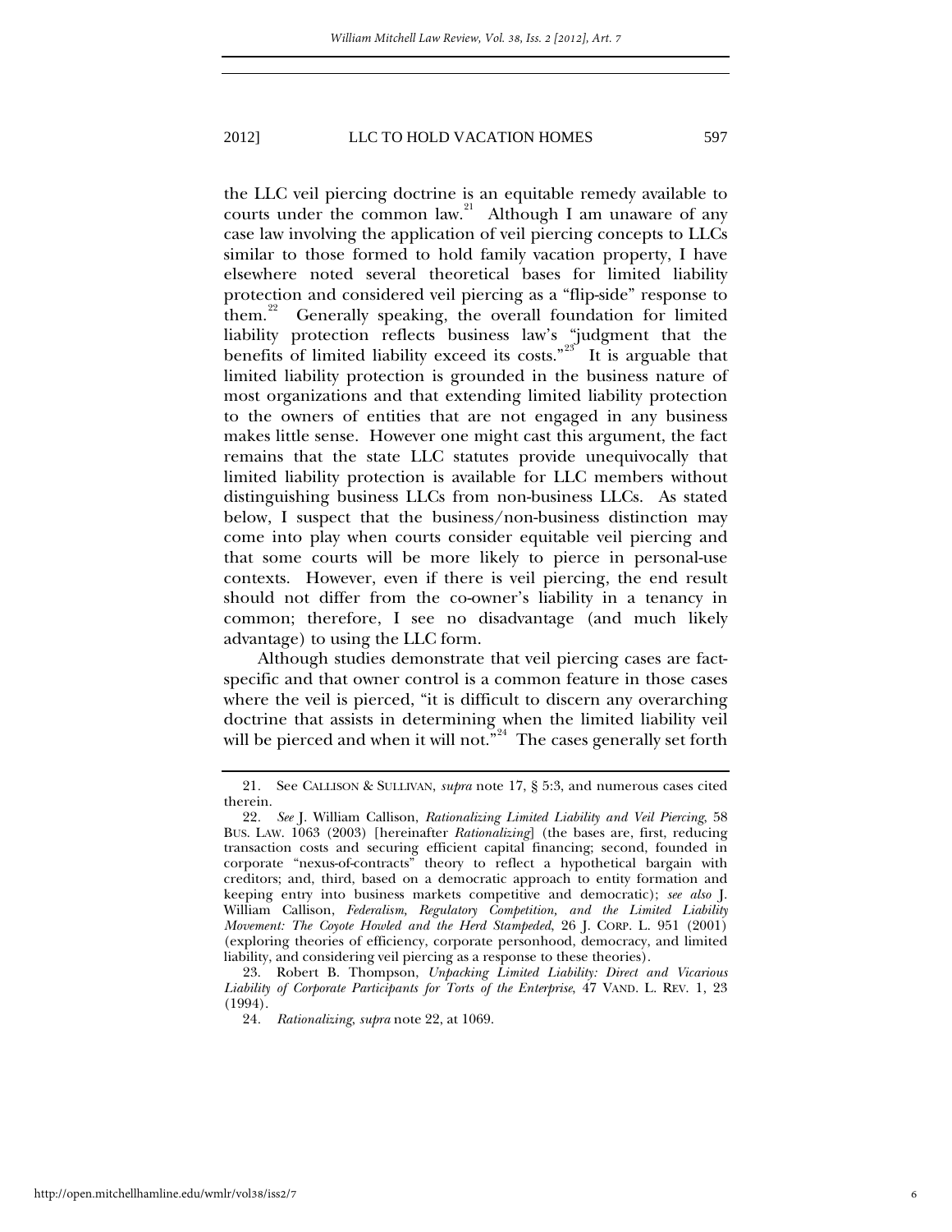the LLC veil piercing doctrine is an equitable remedy available to courts under the common law.[21] Although I am unaware of any case law involving the application of veil piercing concepts to LLCs similar to those formed to hold family vacation property, I have elsewhere noted several theoretical bases for limited liability protection and considered veil piercing as a "flip-side" response to them.[22] Generally speaking, the overall foundation for limited liability protection reflects business law's "judgment that the benefits of limited liability exceed its costs."[23] It is arguable that limited liability protection is grounded in the business nature of most organizations and that extending limited liability protection to the owners of entities that are not engaged in any business makes little sense. However one might cast this argument, the fact remains that the state LLC statutes provide unequivocally that limited liability protection is available for LLC members without distinguishing business LLCs from non-business LLCs. As stated below, I suspect that the business/non-business distinction may come into play when courts consider equitable veil piercing and that some courts will be more likely to pierce in personal-use contexts. However, even if there is veil piercing, the end result should not differ from the co-owner's liability in a tenancy in common; therefore, I see no disadvantage (and much likely advantage) to using the LLC form.

Although studies demonstrate that veil piercing cases are fact-specific and that owner control is a common feature in those cases where the veil is pierced, "it is difficult to discern any overarching doctrine that assists in determining when the limited liability veil will be pierced and when it will not."[24] The cases generally set forth

---

21. See CALLISON & SULLIVAN, *supra* note 17, § 5:3, and numerous cases cited therein.

22. *See* J. William Callison, *Rationalizing Limited Liability and Veil Piercing*, 58 BUS. LAW. 1063 (2003) [hereinafter *Rationalizing*] (the bases are, first, reducing transaction costs and securing efficient capital financing; second, founded in corporate "nexus-of-contracts" theory to reflect a hypothetical bargain with creditors; and, third, based on a democratic approach to entity formation and keeping entry into business markets competitive and democratic); *see also* J. William Callison, *Federalism, Regulatory Competition, and the Limited Liability Movement: The Coyote Howled and the Herd Stampeded*, 26 J. CORP. L. 951 (2001) (exploring theories of efficiency, corporate personhood, democracy, and limited liability, and considering veil piercing as a response to these theories).

23. Robert B. Thompson, *Unpacking Limited Liability: Direct and Vicarious Liability of Corporate Participants for Torts of the Enterprise*, 47 VAND. L. REV. 1, 23 (1994).

24. *Rationalizing*, *supra* note 22, at 1069.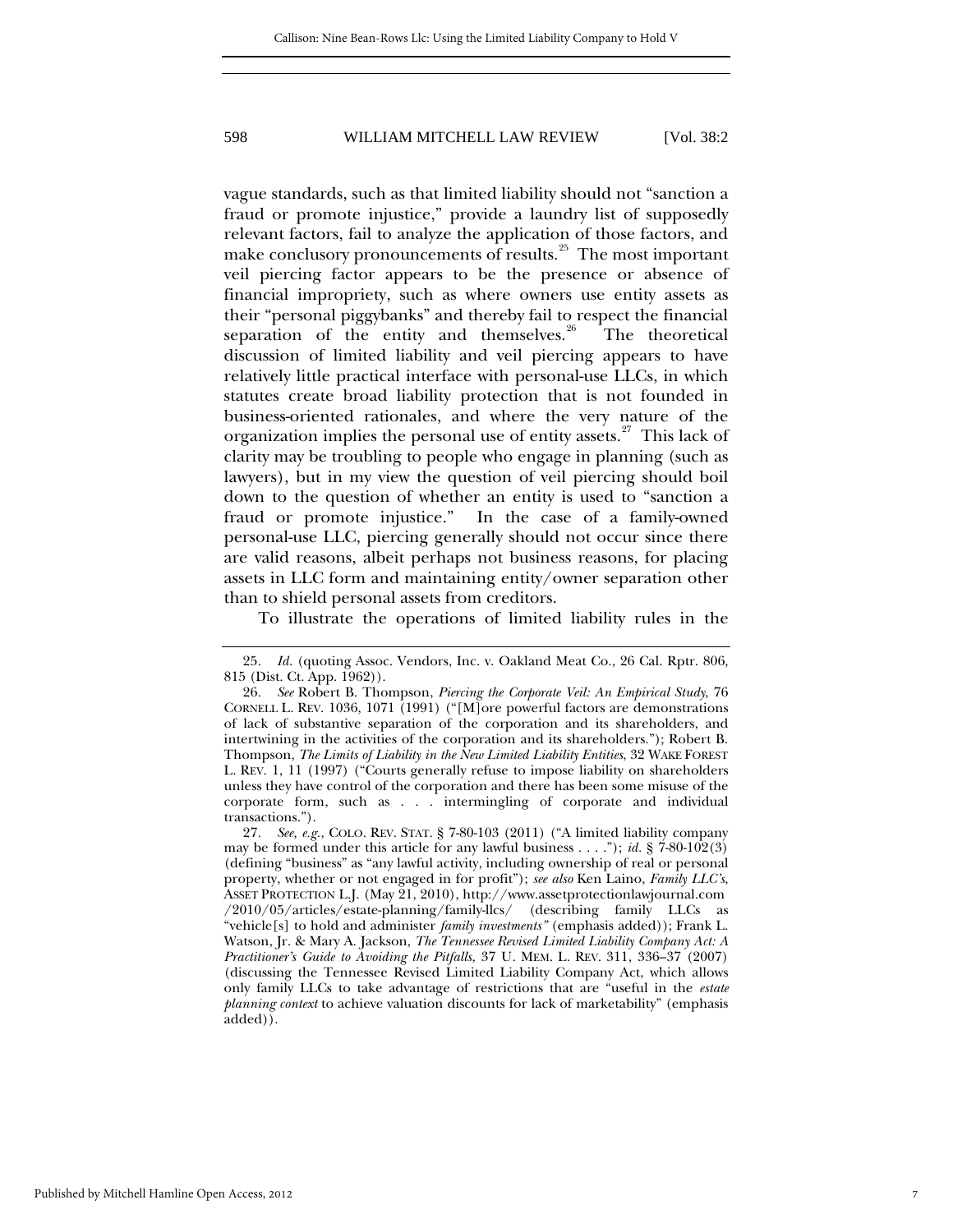vague standards, such as that limited liability should not "sanction a fraud or promote injustice," provide a laundry list of supposedly relevant factors, fail to analyze the application of those factors, and make conclusory pronouncements of results.[25] The most important veil piercing factor appears to be the presence or absence of financial impropriety, such as where owners use entity assets as their "personal piggybanks" and thereby fail to respect the financial separation of the entity and themselves.[26] The theoretical discussion of limited liability and veil piercing appears to have relatively little practical interface with personal-use LLCs, in which statutes create broad liability protection that is not founded in business-oriented rationales, and where the very nature of the organization implies the personal use of entity assets.[27] This lack of clarity may be troubling to people who engage in planning (such as lawyers), but in my view the question of veil piercing should boil down to the question of whether an entity is used to "sanction a fraud or promote injustice." In the case of a family-owned personal-use LLC, piercing generally should not occur since there are valid reasons, albeit perhaps not business reasons, for placing assets in LLC form and maintaining entity/owner separation other than to shield personal assets from creditors.

To illustrate the operations of limited liability rules in the

---

25. *Id.* (quoting Assoc. Vendors, Inc. v. Oakland Meat Co., 26 Cal. Rptr. 806, 815 (Dist. Ct. App. 1962)).

26. *See* Robert B. Thompson, *Piercing the Corporate Veil: An Empirical Study*, 76 CORNELL L. REV. 1036, 1071 (1991) ("[M]ore powerful factors are demonstrations of lack of substantive separation of the corporation and its shareholders, and intertwining in the activities of the corporation and its shareholders."); Robert B. Thompson, *The Limits of Liability in the New Limited Liability Entities*, 32 WAKE FOREST L. REV. 1, 11 (1997) ("Courts generally refuse to impose liability on shareholders unless they have control of the corporation and there has been some misuse of the corporate form, such as . . . intermingling of corporate and individual transactions.").

27. *See, e.g.*, COLO. REV. STAT. § 7-80-103 (2011) ("A limited liability company may be formed under this article for any lawful business . . . ."); *id.* § 7-80-102(3) (defining "business" as "any lawful activity, including ownership of real or personal property, whether or not engaged in for profit"); *see also* Ken Laino, *Family LLC's*, ASSET PROTECTION L.J. (May 21, 2010), http://www.assetprotectionlawjournal.com/2010/05/articles/estate-planning/family-llcs/ (describing family LLCs as "vehicle[s] to hold and administer *family investments*" (emphasis added)); Frank L. Watson, Jr. & Mary A. Jackson, *The Tennessee Revised Limited Liability Company Act: A Practitioner's Guide to Avoiding the Pitfalls*, 37 U. MEM. L. REV. 311, 336–37 (2007) (discussing the Tennessee Revised Limited Liability Company Act, which allows only family LLCs to take advantage of restrictions that are "useful in the *estate planning context* to achieve valuation discounts for lack of marketability" (emphasis added)).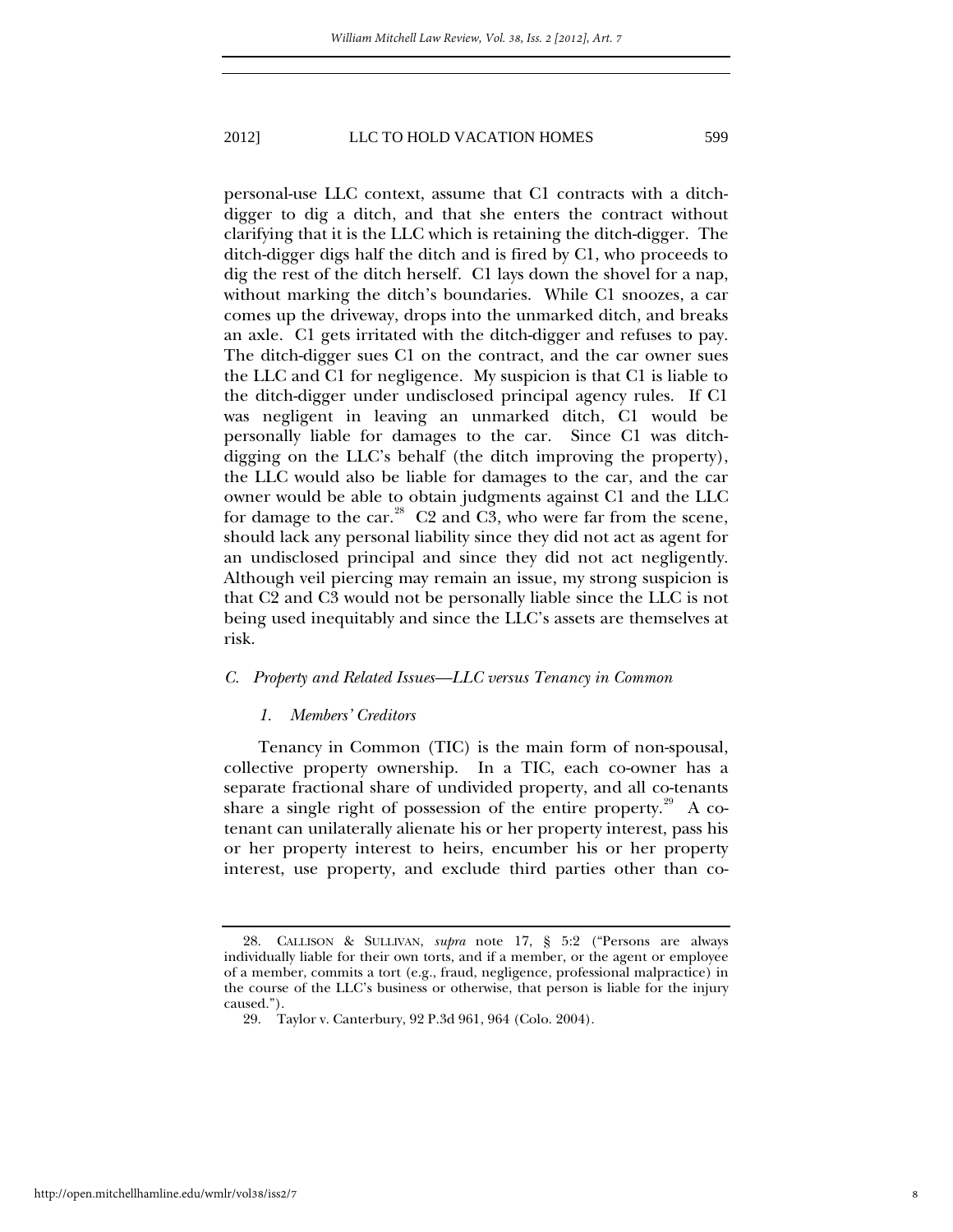personal-use LLC context, assume that C1 contracts with a ditch-digger to dig a ditch, and that she enters the contract without clarifying that it is the LLC which is retaining the ditch-digger. The ditch-digger digs half the ditch and is fired by C1, who proceeds to dig the rest of the ditch herself. C1 lays down the shovel for a nap, without marking the ditch's boundaries. While C1 snoozes, a car comes up the driveway, drops into the unmarked ditch, and breaks an axle. C1 gets irritated with the ditch-digger and refuses to pay. The ditch-digger sues C1 on the contract, and the car owner sues the LLC and C1 for negligence. My suspicion is that C1 is liable to the ditch-digger under undisclosed principal agency rules. If C1 was negligent in leaving an unmarked ditch, C1 would be personally liable for damages to the car. Since C1 was ditch-digging on the LLC's behalf (the ditch improving the property), the LLC would also be liable for damages to the car, and the car owner would be able to obtain judgments against C1 and the LLC for damage to the car.[28] C2 and C3, who were far from the scene, should lack any personal liability since they did not act as agent for an undisclosed principal and since they did not act negligently. Although veil piercing may remain an issue, my strong suspicion is that C2 and C3 would not be personally liable since the LLC is not being used inequitably and since the LLC's assets are themselves at risk.

### *C. Property and Related Issues—LLC versus Tenancy in Common*

#### *1. Members' Creditors*

Tenancy in Common (TIC) is the main form of non-spousal, collective property ownership. In a TIC, each co-owner has a separate fractional share of undivided property, and all co-tenants share a single right of possession of the entire property.[29] A co-tenant can unilaterally alienate his or her property interest, pass his or her property interest to heirs, encumber his or her property interest, use property, and exclude third parties other than co-

---

28. CALLISON & SULLIVAN, *supra* note 17, § 5:2 ("Persons are always individually liable for their own torts, and if a member, or the agent or employee of a member, commits a tort (e.g., fraud, negligence, professional malpractice) in the course of the LLC's business or otherwise, that person is liable for the injury caused.").

29. Taylor v. Canterbury, 92 P.3d 961, 964 (Colo. 2004).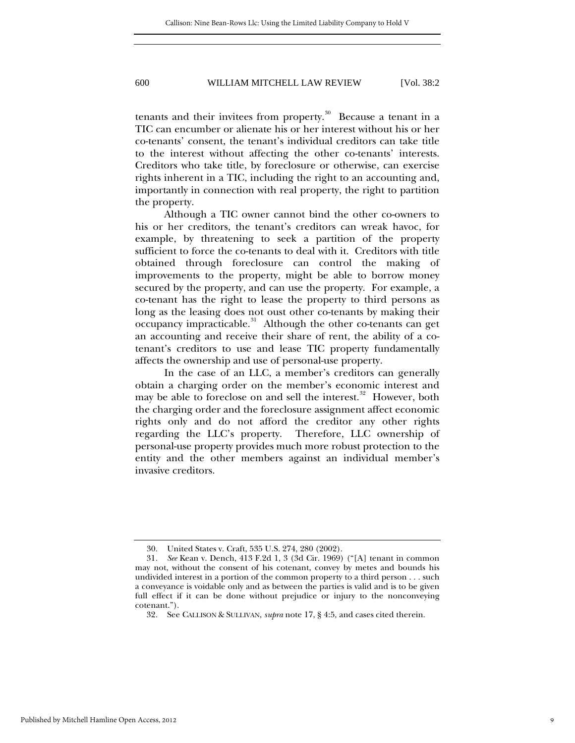tenants and their invitees from property.[30] Because a tenant in a TIC can encumber or alienate his or her interest without his or her co-tenants' consent, the tenant's individual creditors can take title to the interest without affecting the other co-tenants' interests. Creditors who take title, by foreclosure or otherwise, can exercise rights inherent in a TIC, including the right to an accounting and, importantly in connection with real property, the right to partition the property.

Although a TIC owner cannot bind the other co-owners to his or her creditors, the tenant's creditors can wreak havoc, for example, by threatening to seek a partition of the property sufficient to force the co-tenants to deal with it. Creditors with title obtained through foreclosure can control the making of improvements to the property, might be able to borrow money secured by the property, and can use the property. For example, a co-tenant has the right to lease the property to third persons as long as the leasing does not oust other co-tenants by making their occupancy impracticable.[31] Although the other co-tenants can get an accounting and receive their share of rent, the ability of a co-tenant's creditors to use and lease TIC property fundamentally affects the ownership and use of personal-use property.

In the case of an LLC, a member's creditors can generally obtain a charging order on the member's economic interest and may be able to foreclose on and sell the interest.[32] However, both the charging order and the foreclosure assignment affect economic rights only and do not afford the creditor any other rights regarding the LLC's property. Therefore, LLC ownership of personal-use property provides much more robust protection to the entity and the other members against an individual member's invasive creditors.

---

30. United States v. Craft, 535 U.S. 274, 280 (2002).

31. *See* Kean v. Dench, 413 F.2d 1, 3 (3d Cir. 1969) ("[A] tenant in common may not, without the consent of his cotenant, convey by metes and bounds his undivided interest in a portion of the common property to a third person . . . such a conveyance is voidable only and as between the parties is valid and is to be given full effect if it can be done without prejudice or injury to the nonconveying cotenant.").

32. See CALLISON & SULLIVAN, *supra* note 17, § 4:5, and cases cited therein.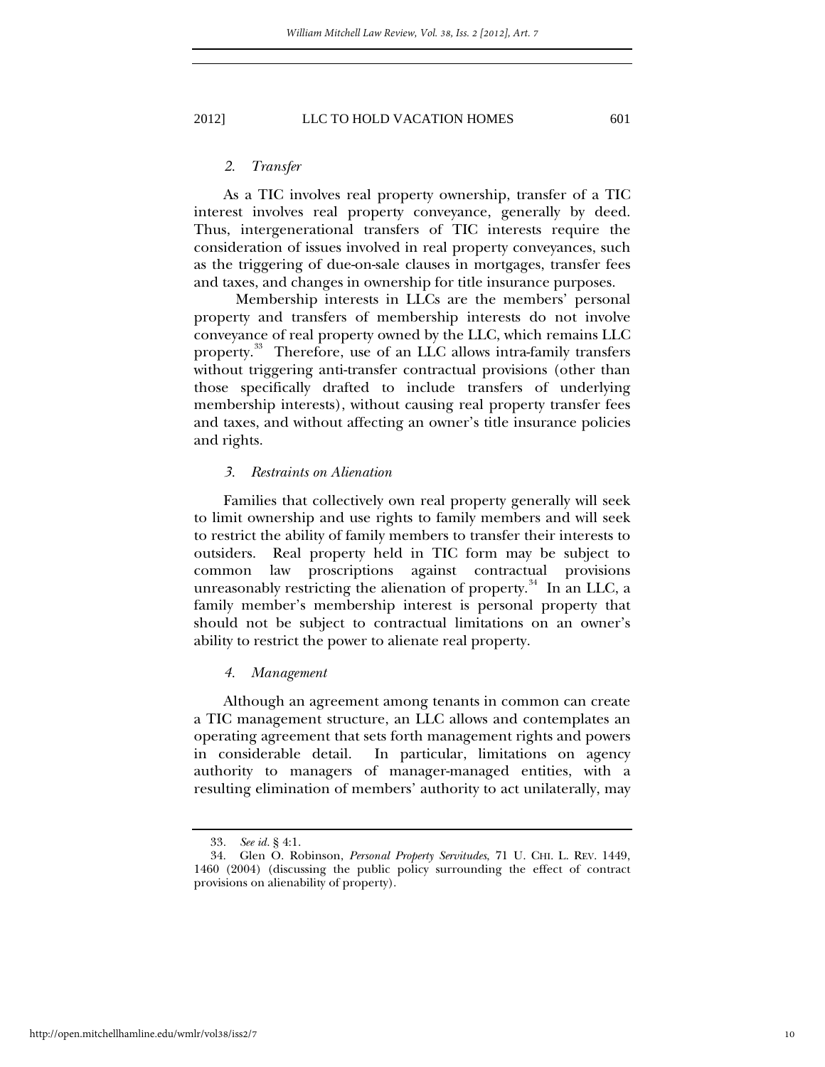### *2. Transfer*

As a TIC involves real property ownership, transfer of a TIC interest involves real property conveyance, generally by deed. Thus, intergenerational transfers of TIC interests require the consideration of issues involved in real property conveyances, such as the triggering of due-on-sale clauses in mortgages, transfer fees and taxes, and changes in ownership for title insurance purposes.

Membership interests in LLCs are the members' personal property and transfers of membership interests do not involve conveyance of real property owned by the LLC, which remains LLC property.[33] Therefore, use of an LLC allows intra-family transfers without triggering anti-transfer contractual provisions (other than those specifically drafted to include transfers of underlying membership interests), without causing real property transfer fees and taxes, and without affecting an owner's title insurance policies and rights.

### *3. Restraints on Alienation*

Families that collectively own real property generally will seek to limit ownership and use rights to family members and will seek to restrict the ability of family members to transfer their interests to outsiders. Real property held in TIC form may be subject to common law proscriptions against contractual provisions unreasonably restricting the alienation of property.[34] In an LLC, a family member's membership interest is personal property that should not be subject to contractual limitations on an owner's ability to restrict the power to alienate real property.

### *4. Management*

Although an agreement among tenants in common can create a TIC management structure, an LLC allows and contemplates an operating agreement that sets forth management rights and powers in considerable detail. In particular, limitations on agency authority to managers of manager-managed entities, with a resulting elimination of members' authority to act unilaterally, may

---

33. *See id.* § 4:1.

34. Glen O. Robinson, *Personal Property Servitudes*, 71 U. CHI. L. REV. 1449, 1460 (2004) (discussing the public policy surrounding the effect of contract provisions on alienability of property).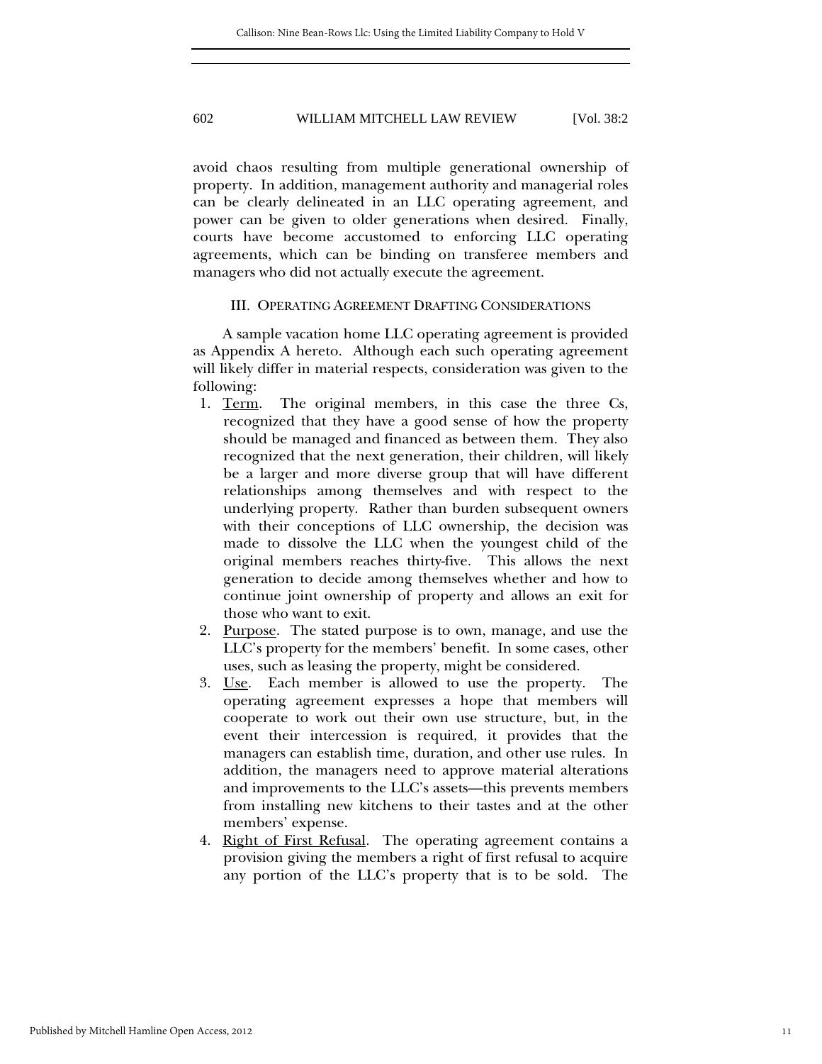avoid chaos resulting from multiple generational ownership of property. In addition, management authority and managerial roles can be clearly delineated in an LLC operating agreement, and power can be given to older generations when desired. Finally, courts have become accustomed to enforcing LLC operating agreements, which can be binding on transferee members and managers who did not actually execute the agreement.

## III. OPERATING AGREEMENT DRAFTING CONSIDERATIONS

A sample vacation home LLC operating agreement is provided as Appendix A hereto. Although each such operating agreement will likely differ in material respects, consideration was given to the following:

1. Term. The original members, in this case the three Cs, recognized that they have a good sense of how the property should be managed and financed as between them. They also recognized that the next generation, their children, will likely be a larger and more diverse group that will have different relationships among themselves and with respect to the underlying property. Rather than burden subsequent owners with their conceptions of LLC ownership, the decision was made to dissolve the LLC when the youngest child of the original members reaches thirty-five. This allows the next generation to decide among themselves whether and how to continue joint ownership of property and allows an exit for those who want to exit.
2. Purpose. The stated purpose is to own, manage, and use the LLC's property for the members' benefit. In some cases, other uses, such as leasing the property, might be considered.
3. Use. Each member is allowed to use the property. The operating agreement expresses a hope that members will cooperate to work out their own use structure, but, in the event their intercession is required, it provides that the managers can establish time, duration, and other use rules. In addition, the managers need to approve material alterations and improvements to the LLC's assets—this prevents members from installing new kitchens to their tastes and at the other members' expense.
4. Right of First Refusal. The operating agreement contains a provision giving the members a right of first refusal to acquire any portion of the LLC's property that is to be sold. The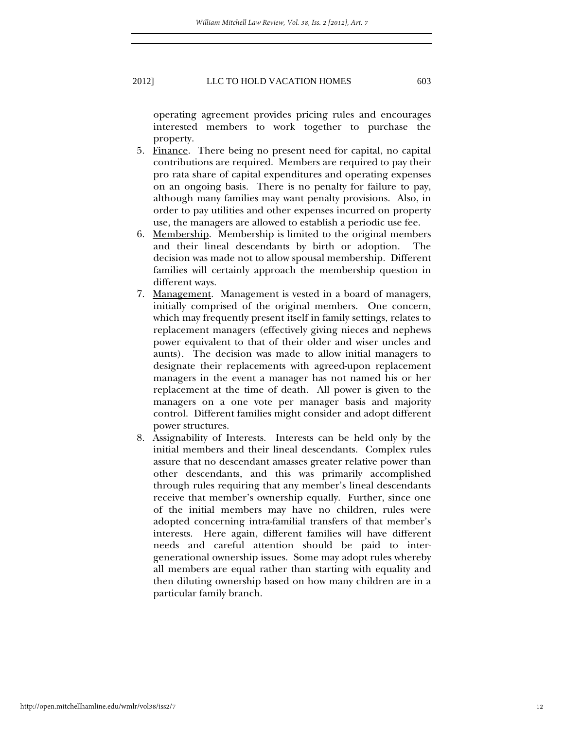operating agreement provides pricing rules and encourages interested members to work together to purchase the property.

5. Finance. There being no present need for capital, no capital contributions are required. Members are required to pay their pro rata share of capital expenditures and operating expenses on an ongoing basis. There is no penalty for failure to pay, although many families may want penalty provisions. Also, in order to pay utilities and other expenses incurred on property use, the managers are allowed to establish a periodic use fee.
6. Membership. Membership is limited to the original members and their lineal descendants by birth or adoption. The decision was made not to allow spousal membership. Different families will certainly approach the membership question in different ways.
7. Management. Management is vested in a board of managers, initially comprised of the original members. One concern, which may frequently present itself in family settings, relates to replacement managers (effectively giving nieces and nephews power equivalent to that of their older and wiser uncles and aunts). The decision was made to allow initial managers to designate their replacements with agreed-upon replacement managers in the event a manager has not named his or her replacement at the time of death. All power is given to the managers on a one vote per manager basis and majority control. Different families might consider and adopt different power structures.
8. Assignability of Interests. Interests can be held only by the initial members and their lineal descendants. Complex rules assure that no descendant amasses greater relative power than other descendants, and this was primarily accomplished through rules requiring that any member's lineal descendants receive that member's ownership equally. Further, since one of the initial members may have no children, rules were adopted concerning intra-familial transfers of that member's interests. Here again, different families will have different needs and careful attention should be paid to inter-generational ownership issues. Some may adopt rules whereby all members are equal rather than starting with equality and then diluting ownership based on how many children are in a particular family branch.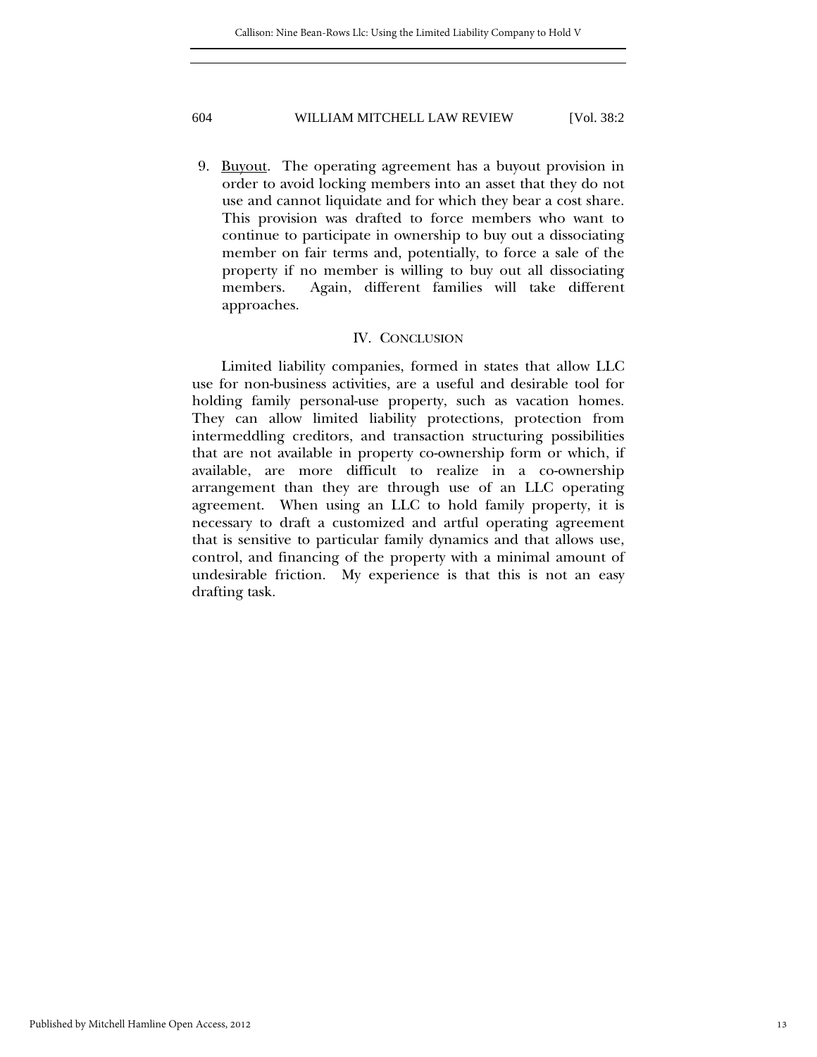9. <u>Buyout</u>. The operating agreement has a buyout provision in order to avoid locking members into an asset that they do not use and cannot liquidate and for which they bear a cost share. This provision was drafted to force members who want to continue to participate in ownership to buy out a dissociating member on fair terms and, potentially, to force a sale of the property if no member is willing to buy out all dissociating members. Again, different families will take different approaches.

## IV. CONCLUSION

Limited liability companies, formed in states that allow LLC use for non-business activities, are a useful and desirable tool for holding family personal-use property, such as vacation homes. They can allow limited liability protections, protection from intermeddling creditors, and transaction structuring possibilities that are not available in property co-ownership form or which, if available, are more difficult to realize in a co-ownership arrangement than they are through use of an LLC operating agreement. When using an LLC to hold family property, it is necessary to draft a customized and artful operating agreement that is sensitive to particular family dynamics and that allows use, control, and financing of the property with a minimal amount of undesirable friction. My experience is that this is not an easy drafting task.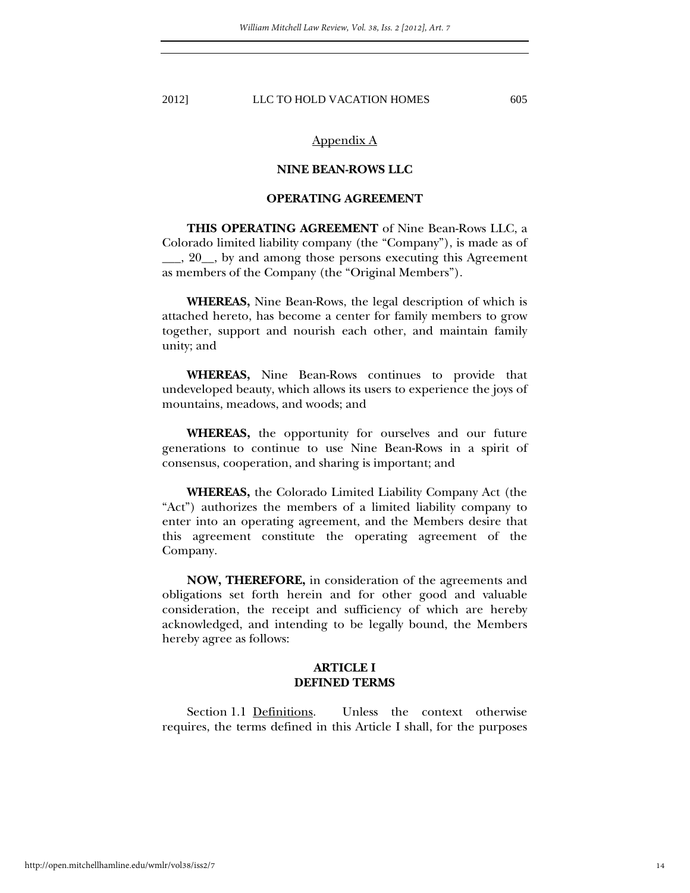Appendix A

## NINE BEAN-ROWS LLC

## OPERATING AGREEMENT

**THIS OPERATING AGREEMENT** of Nine Bean-Rows LLC, a Colorado limited liability company (the "Company"), is made as of ___, 20__, by and among those persons executing this Agreement as members of the Company (the "Original Members").

**WHEREAS,** Nine Bean-Rows, the legal description of which is attached hereto, has become a center for family members to grow together, support and nourish each other, and maintain family unity; and

**WHEREAS,** Nine Bean-Rows continues to provide that undeveloped beauty, which allows its users to experience the joys of mountains, meadows, and woods; and

**WHEREAS,** the opportunity for ourselves and our future generations to continue to use Nine Bean-Rows in a spirit of consensus, cooperation, and sharing is important; and

**WHEREAS,** the Colorado Limited Liability Company Act (the "Act") authorizes the members of a limited liability company to enter into an operating agreement, and the Members desire that this agreement constitute the operating agreement of the Company.

**NOW, THEREFORE,** in consideration of the agreements and obligations set forth herein and for other good and valuable consideration, the receipt and sufficiency of which are hereby acknowledged, and intending to be legally bound, the Members hereby agree as follows:

### ARTICLE I
### DEFINED TERMS

Section 1.1 Definitions. Unless the context otherwise requires, the terms defined in this Article I shall, for the purposes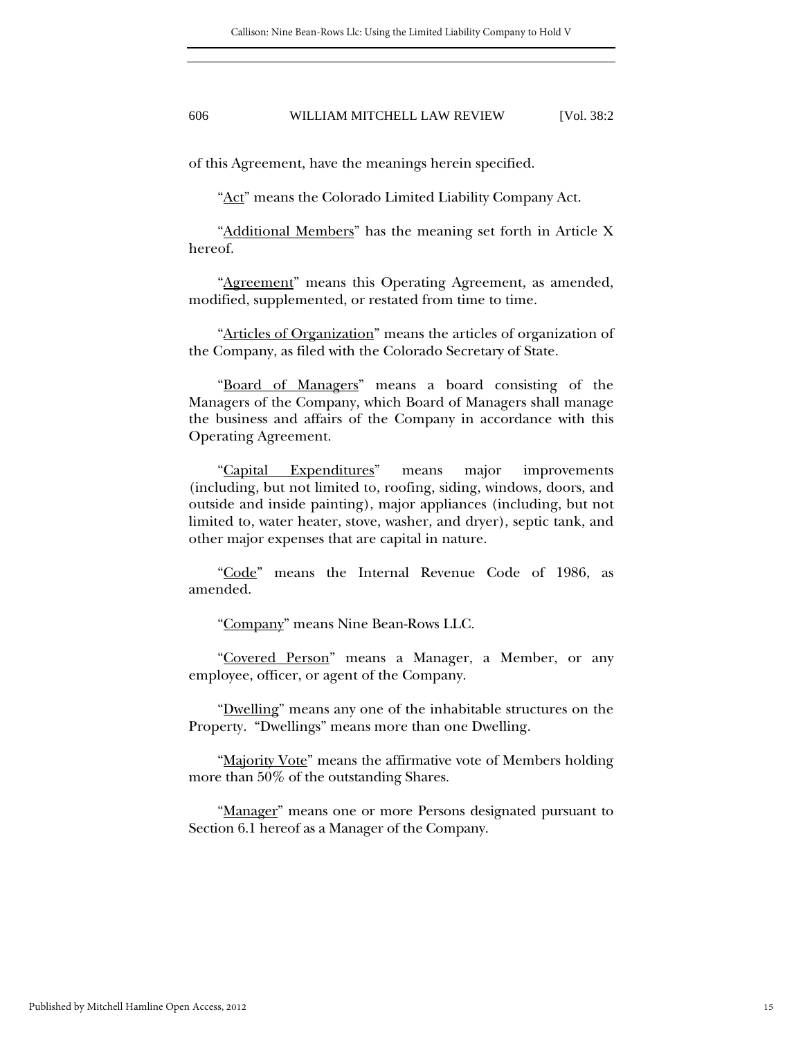of this Agreement, have the meanings herein specified.

"<u>Act</u>" means the Colorado Limited Liability Company Act.

"<u>Additional Members</u>" has the meaning set forth in Article X hereof.

"<u>Agreement</u>" means this Operating Agreement, as amended, modified, supplemented, or restated from time to time.

"<u>Articles of Organization</u>" means the articles of organization of the Company, as filed with the Colorado Secretary of State.

"<u>Board of Managers</u>" means a board consisting of the Managers of the Company, which Board of Managers shall manage the business and affairs of the Company in accordance with this Operating Agreement.

"<u>Capital Expenditures</u>" means major improvements (including, but not limited to, roofing, siding, windows, doors, and outside and inside painting), major appliances (including, but not limited to, water heater, stove, washer, and dryer), septic tank, and other major expenses that are capital in nature.

"<u>Code</u>" means the Internal Revenue Code of 1986, as amended.

"<u>Company</u>" means Nine Bean-Rows LLC.

"<u>Covered Person</u>" means a Manager, a Member, or any employee, officer, or agent of the Company.

"<u>Dwelling</u>" means any one of the inhabitable structures on the Property. "Dwellings" means more than one Dwelling.

"<u>Majority Vote</u>" means the affirmative vote of Members holding more than 50% of the outstanding Shares.

"<u>Manager</u>" means one or more Persons designated pursuant to Section 6.1 hereof as a Manager of the Company.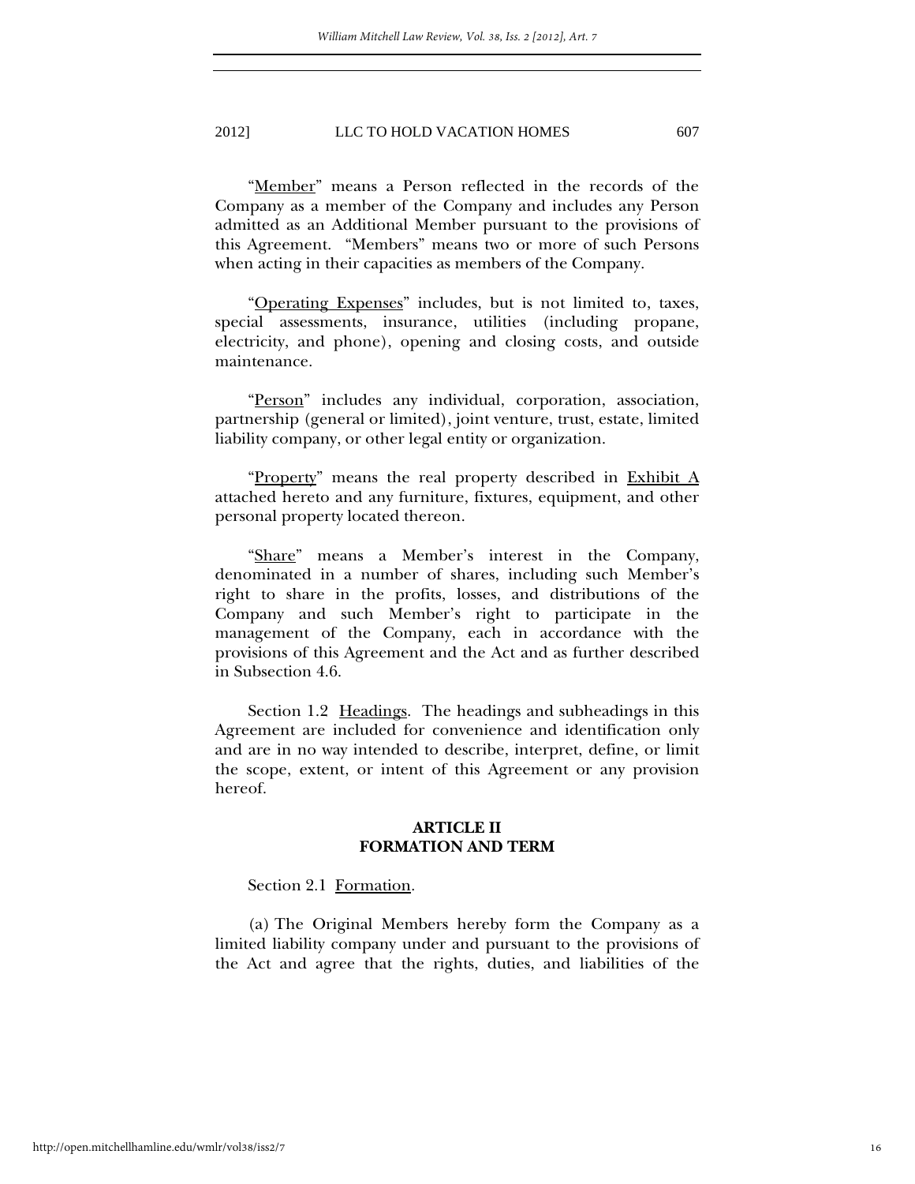"Member" means a Person reflected in the records of the Company as a member of the Company and includes any Person admitted as an Additional Member pursuant to the provisions of this Agreement. "Members" means two or more of such Persons when acting in their capacities as members of the Company.

"Operating Expenses" includes, but is not limited to, taxes, special assessments, insurance, utilities (including propane, electricity, and phone), opening and closing costs, and outside maintenance.

"Person" includes any individual, corporation, association, partnership (general or limited), joint venture, trust, estate, limited liability company, or other legal entity or organization.

"Property" means the real property described in Exhibit A attached hereto and any furniture, fixtures, equipment, and other personal property located thereon.

"Share" means a Member's interest in the Company, denominated in a number of shares, including such Member's right to share in the profits, losses, and distributions of the Company and such Member's right to participate in the management of the Company, each in accordance with the provisions of this Agreement and the Act and as further described in Subsection 4.6.

Section 1.2 Headings. The headings and subheadings in this Agreement are included for convenience and identification only and are in no way intended to describe, interpret, define, or limit the scope, extent, or intent of this Agreement or any provision hereof.

## ARTICLE II
## FORMATION AND TERM

Section 2.1 Formation.

(a) The Original Members hereby form the Company as a limited liability company under and pursuant to the provisions of the Act and agree that the rights, duties, and liabilities of the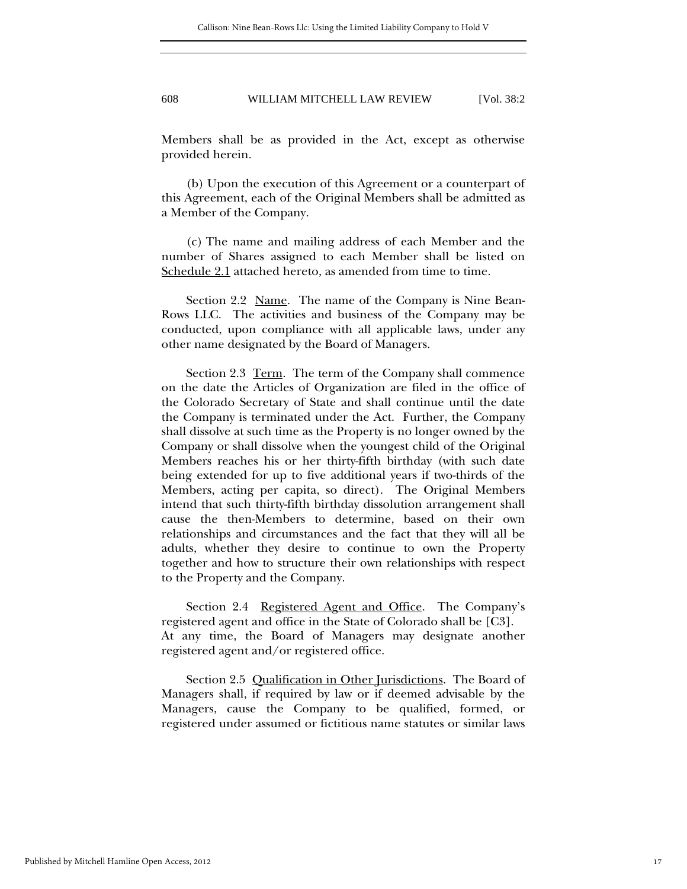Members shall be as provided in the Act, except as otherwise provided herein.

(b) Upon the execution of this Agreement or a counterpart of this Agreement, each of the Original Members shall be admitted as a Member of the Company.

(c) The name and mailing address of each Member and the number of Shares assigned to each Member shall be listed on Schedule 2.1 attached hereto, as amended from time to time.

Section 2.2 Name. The name of the Company is Nine Bean-Rows LLC. The activities and business of the Company may be conducted, upon compliance with all applicable laws, under any other name designated by the Board of Managers.

Section 2.3 Term. The term of the Company shall commence on the date the Articles of Organization are filed in the office of the Colorado Secretary of State and shall continue until the date the Company is terminated under the Act. Further, the Company shall dissolve at such time as the Property is no longer owned by the Company or shall dissolve when the youngest child of the Original Members reaches his or her thirty-fifth birthday (with such date being extended for up to five additional years if two-thirds of the Members, acting per capita, so direct). The Original Members intend that such thirty-fifth birthday dissolution arrangement shall cause the then-Members to determine, based on their own relationships and circumstances and the fact that they will all be adults, whether they desire to continue to own the Property together and how to structure their own relationships with respect to the Property and the Company.

Section 2.4 Registered Agent and Office. The Company's registered agent and office in the State of Colorado shall be [C3]. At any time, the Board of Managers may designate another registered agent and/or registered office.

Section 2.5 Qualification in Other Jurisdictions. The Board of Managers shall, if required by law or if deemed advisable by the Managers, cause the Company to be qualified, formed, or registered under assumed or fictitious name statutes or similar laws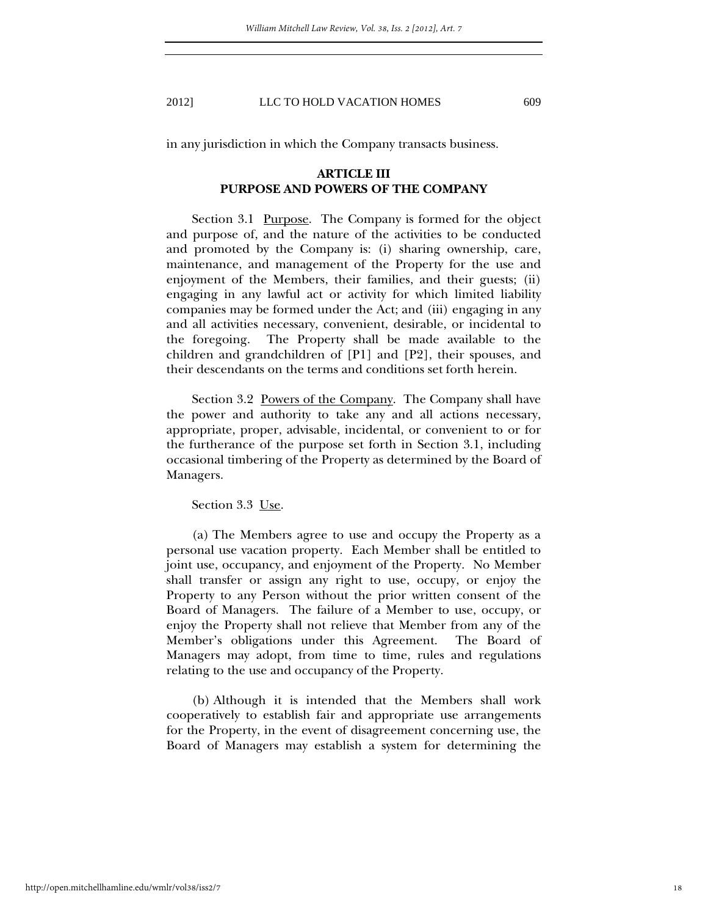in any jurisdiction in which the Company transacts business.

## ARTICLE III
## PURPOSE AND POWERS OF THE COMPANY

Section 3.1 Purpose. The Company is formed for the object and purpose of, and the nature of the activities to be conducted and promoted by the Company is: (i) sharing ownership, care, maintenance, and management of the Property for the use and enjoyment of the Members, their families, and their guests; (ii) engaging in any lawful act or activity for which limited liability companies may be formed under the Act; and (iii) engaging in any and all activities necessary, convenient, desirable, or incidental to the foregoing. The Property shall be made available to the children and grandchildren of [P1] and [P2], their spouses, and their descendants on the terms and conditions set forth herein.

Section 3.2 Powers of the Company. The Company shall have the power and authority to take any and all actions necessary, appropriate, proper, advisable, incidental, or convenient to or for the furtherance of the purpose set forth in Section 3.1, including occasional timbering of the Property as determined by the Board of Managers.

Section 3.3 Use.

(a) The Members agree to use and occupy the Property as a personal use vacation property. Each Member shall be entitled to joint use, occupancy, and enjoyment of the Property. No Member shall transfer or assign any right to use, occupy, or enjoy the Property to any Person without the prior written consent of the Board of Managers. The failure of a Member to use, occupy, or enjoy the Property shall not relieve that Member from any of the Member's obligations under this Agreement. The Board of Managers may adopt, from time to time, rules and regulations relating to the use and occupancy of the Property.

(b) Although it is intended that the Members shall work cooperatively to establish fair and appropriate use arrangements for the Property, in the event of disagreement concerning use, the Board of Managers may establish a system for determining the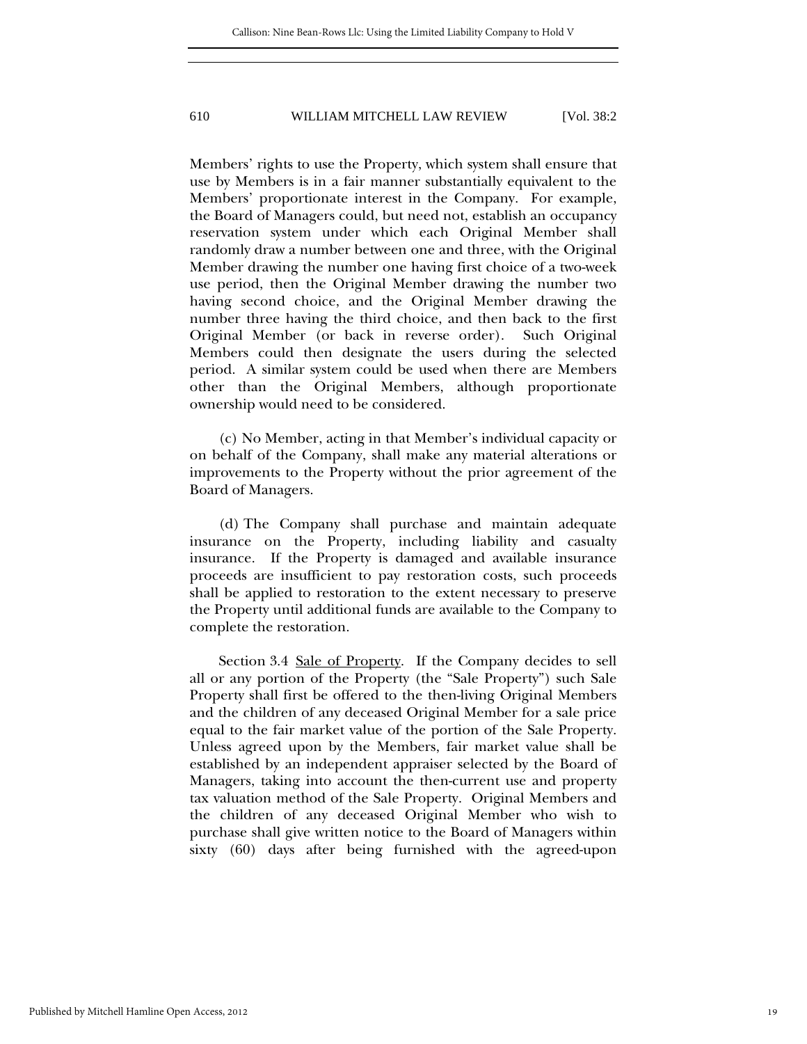Members' rights to use the Property, which system shall ensure that use by Members is in a fair manner substantially equivalent to the Members' proportionate interest in the Company. For example, the Board of Managers could, but need not, establish an occupancy reservation system under which each Original Member shall randomly draw a number between one and three, with the Original Member drawing the number one having first choice of a two-week use period, then the Original Member drawing the number two having second choice, and the Original Member drawing the number three having the third choice, and then back to the first Original Member (or back in reverse order). Such Original Members could then designate the users during the selected period. A similar system could be used when there are Members other than the Original Members, although proportionate ownership would need to be considered.

(c) No Member, acting in that Member's individual capacity or on behalf of the Company, shall make any material alterations or improvements to the Property without the prior agreement of the Board of Managers.

(d) The Company shall purchase and maintain adequate insurance on the Property, including liability and casualty insurance. If the Property is damaged and available insurance proceeds are insufficient to pay restoration costs, such proceeds shall be applied to restoration to the extent necessary to preserve the Property until additional funds are available to the Company to complete the restoration.

Section 3.4 Sale of Property. If the Company decides to sell all or any portion of the Property (the "Sale Property") such Sale Property shall first be offered to the then-living Original Members and the children of any deceased Original Member for a sale price equal to the fair market value of the portion of the Sale Property. Unless agreed upon by the Members, fair market value shall be established by an independent appraiser selected by the Board of Managers, taking into account the then-current use and property tax valuation method of the Sale Property. Original Members and the children of any deceased Original Member who wish to purchase shall give written notice to the Board of Managers within sixty (60) days after being furnished with the agreed-upon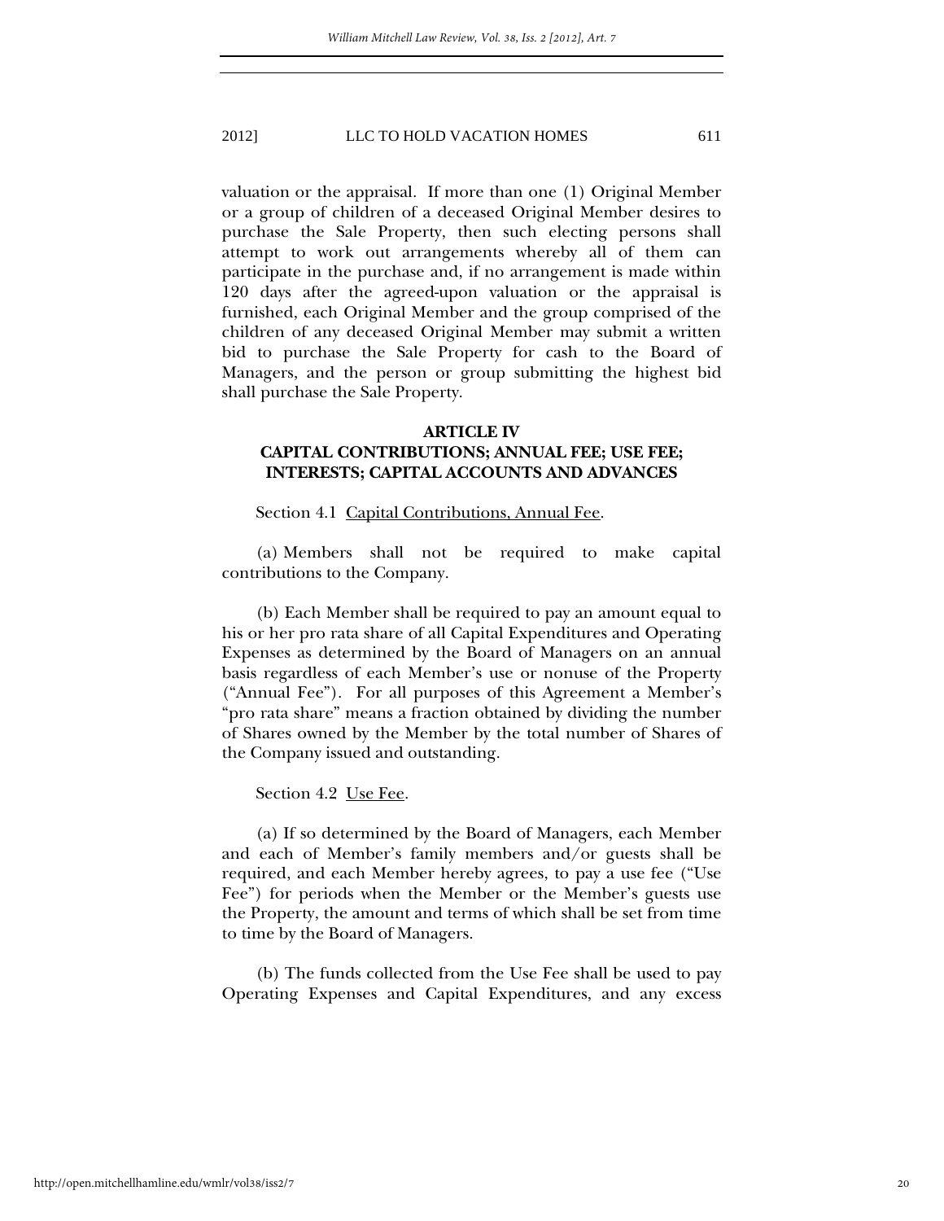valuation or the appraisal. If more than one (1) Original Member or a group of children of a deceased Original Member desires to purchase the Sale Property, then such electing persons shall attempt to work out arrangements whereby all of them can participate in the purchase and, if no arrangement is made within 120 days after the agreed-upon valuation or the appraisal is furnished, each Original Member and the group comprised of the children of any deceased Original Member may submit a written bid to purchase the Sale Property for cash to the Board of Managers, and the person or group submitting the highest bid shall purchase the Sale Property.

## ARTICLE IV
## CAPITAL CONTRIBUTIONS; ANNUAL FEE; USE FEE; INTERESTS; CAPITAL ACCOUNTS AND ADVANCES

Section 4.1 Capital Contributions, Annual Fee.

(a) Members shall not be required to make capital contributions to the Company.

(b) Each Member shall be required to pay an amount equal to his or her pro rata share of all Capital Expenditures and Operating Expenses as determined by the Board of Managers on an annual basis regardless of each Member's use or nonuse of the Property ("Annual Fee"). For all purposes of this Agreement a Member's "pro rata share" means a fraction obtained by dividing the number of Shares owned by the Member by the total number of Shares of the Company issued and outstanding.

Section 4.2 Use Fee.

(a) If so determined by the Board of Managers, each Member and each of Member's family members and/or guests shall be required, and each Member hereby agrees, to pay a use fee ("Use Fee") for periods when the Member or the Member's guests use the Property, the amount and terms of which shall be set from time to time by the Board of Managers.

(b) The funds collected from the Use Fee shall be used to pay Operating Expenses and Capital Expenditures, and any excess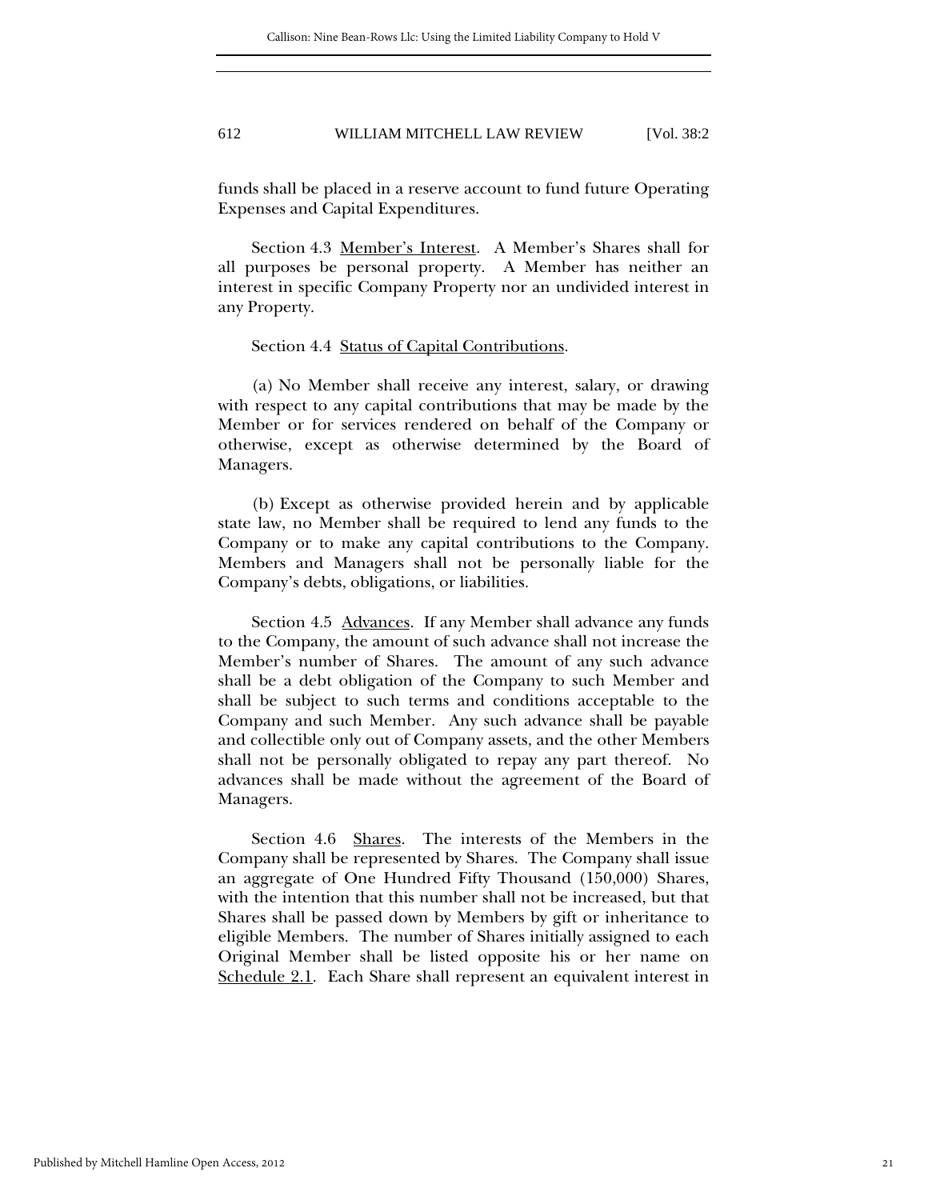funds shall be placed in a reserve account to fund future Operating Expenses and Capital Expenditures.

Section 4.3 Member's Interest. A Member's Shares shall for all purposes be personal property. A Member has neither an interest in specific Company Property nor an undivided interest in any Property.

Section 4.4 Status of Capital Contributions.

(a) No Member shall receive any interest, salary, or drawing with respect to any capital contributions that may be made by the Member or for services rendered on behalf of the Company or otherwise, except as otherwise determined by the Board of Managers.

(b) Except as otherwise provided herein and by applicable state law, no Member shall be required to lend any funds to the Company or to make any capital contributions to the Company. Members and Managers shall not be personally liable for the Company's debts, obligations, or liabilities.

Section 4.5 Advances. If any Member shall advance any funds to the Company, the amount of such advance shall not increase the Member's number of Shares. The amount of any such advance shall be a debt obligation of the Company to such Member and shall be subject to such terms and conditions acceptable to the Company and such Member. Any such advance shall be payable and collectible only out of Company assets, and the other Members shall not be personally obligated to repay any part thereof. No advances shall be made without the agreement of the Board of Managers.

Section 4.6 Shares. The interests of the Members in the Company shall be represented by Shares. The Company shall issue an aggregate of One Hundred Fifty Thousand (150,000) Shares, with the intention that this number shall not be increased, but that Shares shall be passed down by Members by gift or inheritance to eligible Members. The number of Shares initially assigned to each Original Member shall be listed opposite his or her name on Schedule 2.1. Each Share shall represent an equivalent interest in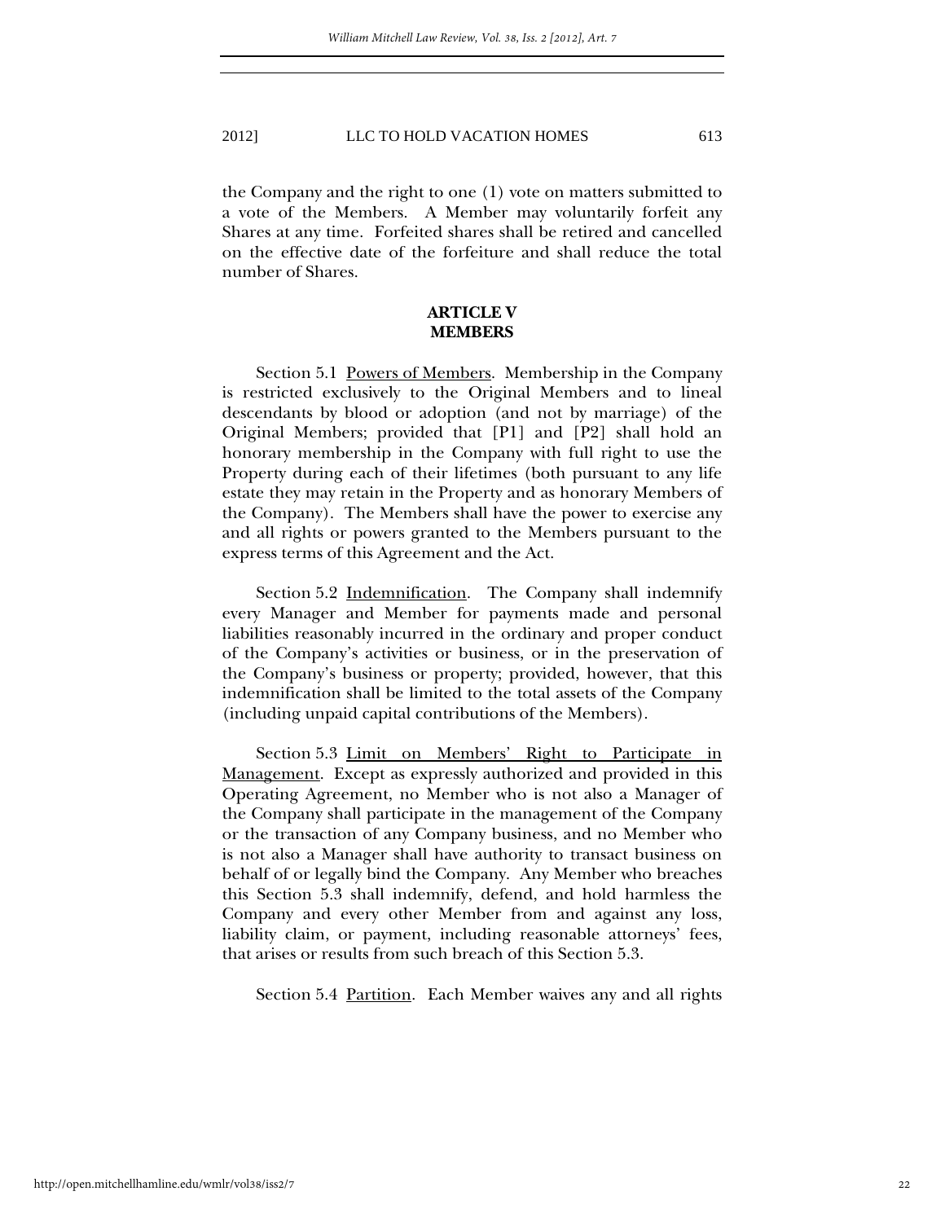the Company and the right to one (1) vote on matters submitted to a vote of the Members. A Member may voluntarily forfeit any Shares at any time. Forfeited shares shall be retired and cancelled on the effective date of the forfeiture and shall reduce the total number of Shares.

**ARTICLE V**
**MEMBERS**

Section 5.1 Powers of Members. Membership in the Company is restricted exclusively to the Original Members and to lineal descendants by blood or adoption (and not by marriage) of the Original Members; provided that [P1] and [P2] shall hold an honorary membership in the Company with full right to use the Property during each of their lifetimes (both pursuant to any life estate they may retain in the Property and as honorary Members of the Company). The Members shall have the power to exercise any and all rights or powers granted to the Members pursuant to the express terms of this Agreement and the Act.

Section 5.2 Indemnification. The Company shall indemnify every Manager and Member for payments made and personal liabilities reasonably incurred in the ordinary and proper conduct of the Company's activities or business, or in the preservation of the Company's business or property; provided, however, that this indemnification shall be limited to the total assets of the Company (including unpaid capital contributions of the Members).

Section 5.3 Limit on Members' Right to Participate in Management. Except as expressly authorized and provided in this Operating Agreement, no Member who is not also a Manager of the Company shall participate in the management of the Company or the transaction of any Company business, and no Member who is not also a Manager shall have authority to transact business on behalf of or legally bind the Company. Any Member who breaches this Section 5.3 shall indemnify, defend, and hold harmless the Company and every other Member from and against any loss, liability claim, or payment, including reasonable attorneys' fees, that arises or results from such breach of this Section 5.3.

Section 5.4 Partition. Each Member waives any and all rights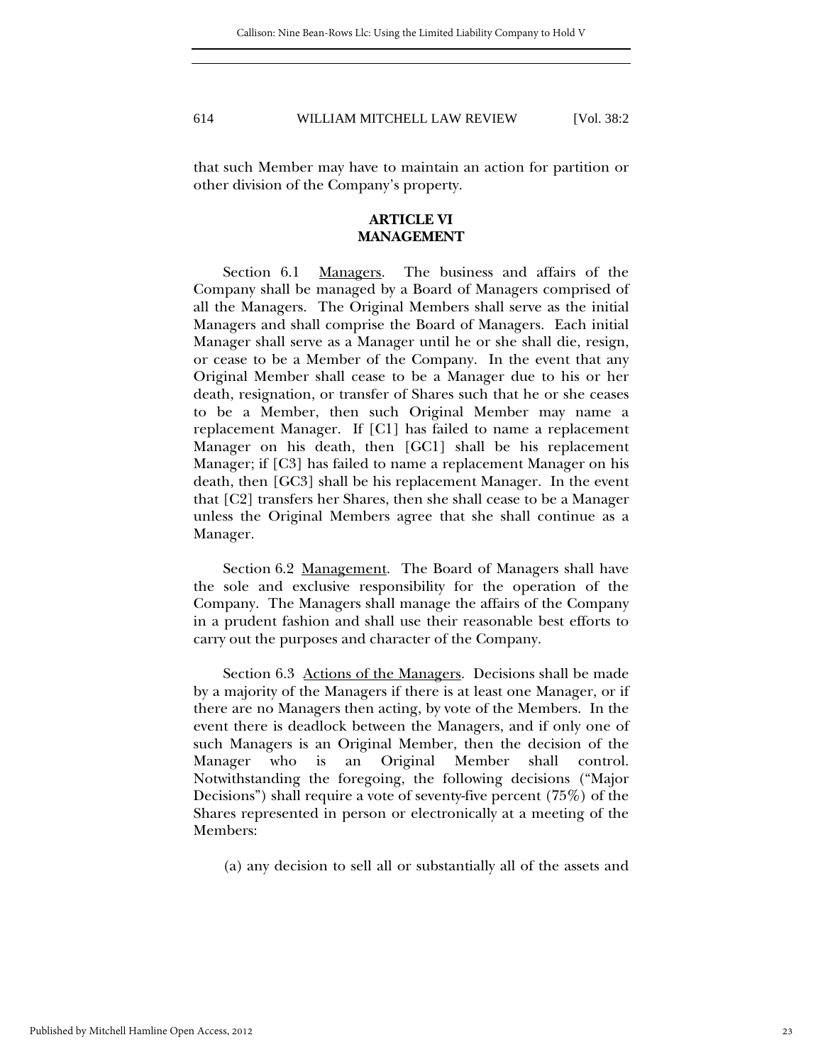that such Member may have to maintain an action for partition or other division of the Company's property.

## ARTICLE VI
## MANAGEMENT

Section 6.1 Managers. The business and affairs of the Company shall be managed by a Board of Managers comprised of all the Managers. The Original Members shall serve as the initial Managers and shall comprise the Board of Managers. Each initial Manager shall serve as a Manager until he or she shall die, resign, or cease to be a Member of the Company. In the event that any Original Member shall cease to be a Manager due to his or her death, resignation, or transfer of Shares such that he or she ceases to be a Member, then such Original Member may name a replacement Manager. If [C1] has failed to name a replacement Manager on his death, then [GC1] shall be his replacement Manager; if [C3] has failed to name a replacement Manager on his death, then [GC3] shall be his replacement Manager. In the event that [C2] transfers her Shares, then she shall cease to be a Manager unless the Original Members agree that she shall continue as a Manager.

Section 6.2 Management. The Board of Managers shall have the sole and exclusive responsibility for the operation of the Company. The Managers shall manage the affairs of the Company in a prudent fashion and shall use their reasonable best efforts to carry out the purposes and character of the Company.

Section 6.3 Actions of the Managers. Decisions shall be made by a majority of the Managers if there is at least one Manager, or if there are no Managers then acting, by vote of the Members. In the event there is deadlock between the Managers, and if only one of such Managers is an Original Member, then the decision of the Manager who is an Original Member shall control. Notwithstanding the foregoing, the following decisions ("Major Decisions") shall require a vote of seventy-five percent (75%) of the Shares represented in person or electronically at a meeting of the Members:

(a) any decision to sell all or substantially all of the assets and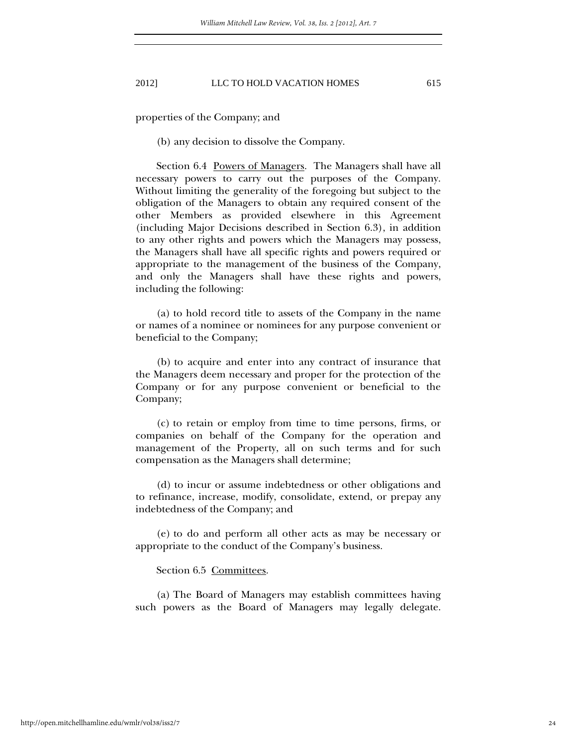properties of the Company; and

(b) any decision to dissolve the Company.

Section 6.4 Powers of Managers. The Managers shall have all necessary powers to carry out the purposes of the Company. Without limiting the generality of the foregoing but subject to the obligation of the Managers to obtain any required consent of the other Members as provided elsewhere in this Agreement (including Major Decisions described in Section 6.3), in addition to any other rights and powers which the Managers may possess, the Managers shall have all specific rights and powers required or appropriate to the management of the business of the Company, and only the Managers shall have these rights and powers, including the following:

(a) to hold record title to assets of the Company in the name or names of a nominee or nominees for any purpose convenient or beneficial to the Company;

(b) to acquire and enter into any contract of insurance that the Managers deem necessary and proper for the protection of the Company or for any purpose convenient or beneficial to the Company;

(c) to retain or employ from time to time persons, firms, or companies on behalf of the Company for the operation and management of the Property, all on such terms and for such compensation as the Managers shall determine;

(d) to incur or assume indebtedness or other obligations and to refinance, increase, modify, consolidate, extend, or prepay any indebtedness of the Company; and

(e) to do and perform all other acts as may be necessary or appropriate to the conduct of the Company's business.

Section 6.5 Committees.

(a) The Board of Managers may establish committees having such powers as the Board of Managers may legally delegate.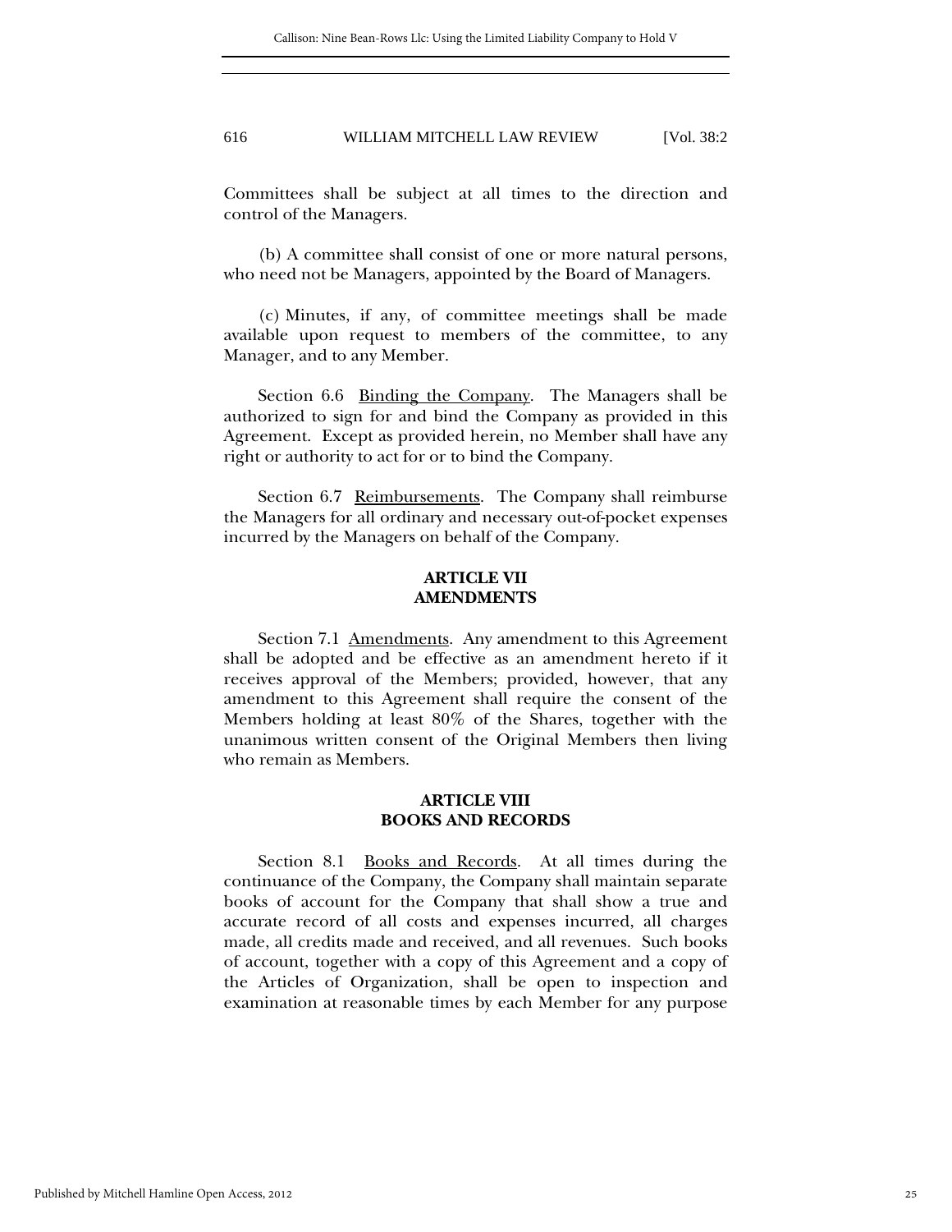Committees shall be subject at all times to the direction and control of the Managers.

(b) A committee shall consist of one or more natural persons, who need not be Managers, appointed by the Board of Managers.

(c) Minutes, if any, of committee meetings shall be made available upon request to members of the committee, to any Manager, and to any Member.

Section 6.6 Binding the Company. The Managers shall be authorized to sign for and bind the Company as provided in this Agreement. Except as provided herein, no Member shall have any right or authority to act for or to bind the Company.

Section 6.7 Reimbursements. The Company shall reimburse the Managers for all ordinary and necessary out-of-pocket expenses incurred by the Managers on behalf of the Company.

**ARTICLE VII**
**AMENDMENTS**

Section 7.1 Amendments. Any amendment to this Agreement shall be adopted and be effective as an amendment hereto if it receives approval of the Members; provided, however, that any amendment to this Agreement shall require the consent of the Members holding at least 80% of the Shares, together with the unanimous written consent of the Original Members then living who remain as Members.

**ARTICLE VIII**
**BOOKS AND RECORDS**

Section 8.1 Books and Records. At all times during the continuance of the Company, the Company shall maintain separate books of account for the Company that shall show a true and accurate record of all costs and expenses incurred, all charges made, all credits made and received, and all revenues. Such books of account, together with a copy of this Agreement and a copy of the Articles of Organization, shall be open to inspection and examination at reasonable times by each Member for any purpose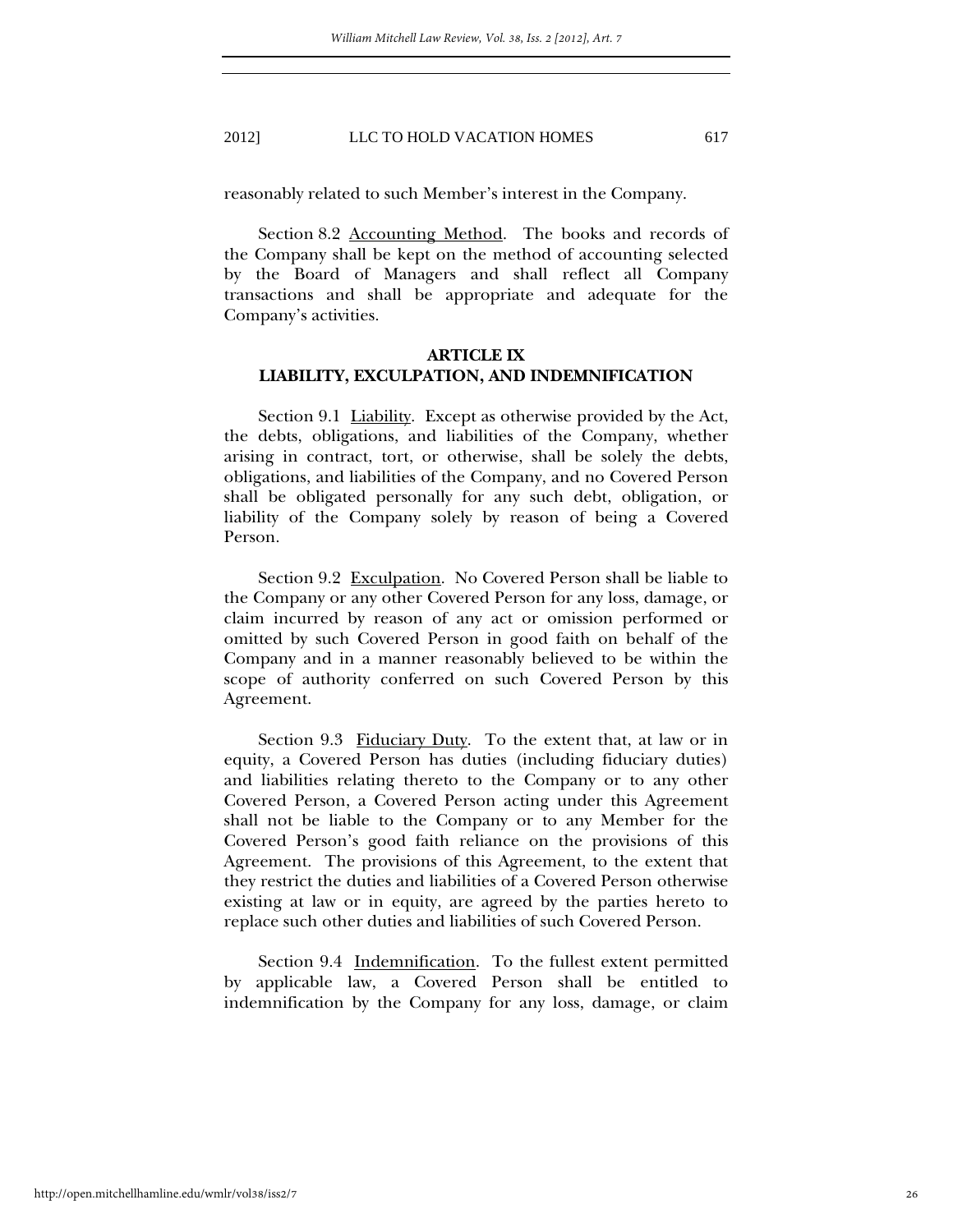reasonably related to such Member's interest in the Company.

Section 8.2 Accounting Method. The books and records of the Company shall be kept on the method of accounting selected by the Board of Managers and shall reflect all Company transactions and shall be appropriate and adequate for the Company's activities.

## ARTICLE IX
## LIABILITY, EXCULPATION, AND INDEMNIFICATION

Section 9.1 Liability. Except as otherwise provided by the Act, the debts, obligations, and liabilities of the Company, whether arising in contract, tort, or otherwise, shall be solely the debts, obligations, and liabilities of the Company, and no Covered Person shall be obligated personally for any such debt, obligation, or liability of the Company solely by reason of being a Covered Person.

Section 9.2 Exculpation. No Covered Person shall be liable to the Company or any other Covered Person for any loss, damage, or claim incurred by reason of any act or omission performed or omitted by such Covered Person in good faith on behalf of the Company and in a manner reasonably believed to be within the scope of authority conferred on such Covered Person by this Agreement.

Section 9.3 Fiduciary Duty. To the extent that, at law or in equity, a Covered Person has duties (including fiduciary duties) and liabilities relating thereto to the Company or to any other Covered Person, a Covered Person acting under this Agreement shall not be liable to the Company or to any Member for the Covered Person's good faith reliance on the provisions of this Agreement. The provisions of this Agreement, to the extent that they restrict the duties and liabilities of a Covered Person otherwise existing at law or in equity, are agreed by the parties hereto to replace such other duties and liabilities of such Covered Person.

Section 9.4 Indemnification. To the fullest extent permitted by applicable law, a Covered Person shall be entitled to indemnification by the Company for any loss, damage, or claim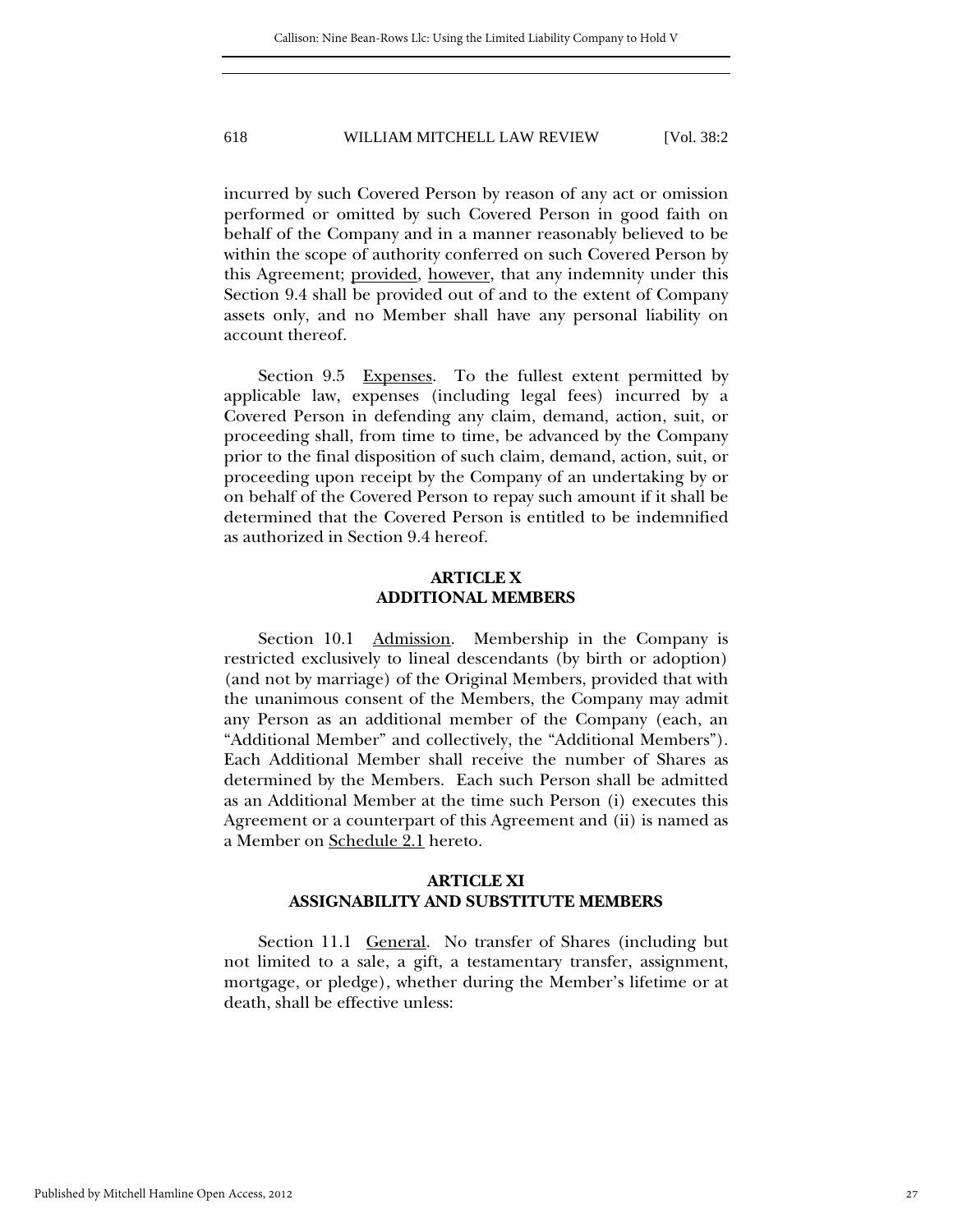incurred by such Covered Person by reason of any act or omission performed or omitted by such Covered Person in good faith on behalf of the Company and in a manner reasonably believed to be within the scope of authority conferred on such Covered Person by this Agreement; provided, however, that any indemnity under this Section 9.4 shall be provided out of and to the extent of Company assets only, and no Member shall have any personal liability on account thereof.

Section 9.5 Expenses. To the fullest extent permitted by applicable law, expenses (including legal fees) incurred by a Covered Person in defending any claim, demand, action, suit, or proceeding shall, from time to time, be advanced by the Company prior to the final disposition of such claim, demand, action, suit, or proceeding upon receipt by the Company of an undertaking by or on behalf of the Covered Person to repay such amount if it shall be determined that the Covered Person is entitled to be indemnified as authorized in Section 9.4 hereof.

**ARTICLE X**
**ADDITIONAL MEMBERS**

Section 10.1 Admission. Membership in the Company is restricted exclusively to lineal descendants (by birth or adoption) (and not by marriage) of the Original Members, provided that with the unanimous consent of the Members, the Company may admit any Person as an additional member of the Company (each, an "Additional Member" and collectively, the "Additional Members"). Each Additional Member shall receive the number of Shares as determined by the Members. Each such Person shall be admitted as an Additional Member at the time such Person (i) executes this Agreement or a counterpart of this Agreement and (ii) is named as a Member on Schedule 2.1 hereto.

**ARTICLE XI**
**ASSIGNABILITY AND SUBSTITUTE MEMBERS**

Section 11.1 General. No transfer of Shares (including but not limited to a sale, a gift, a testamentary transfer, assignment, mortgage, or pledge), whether during the Member's lifetime or at death, shall be effective unless: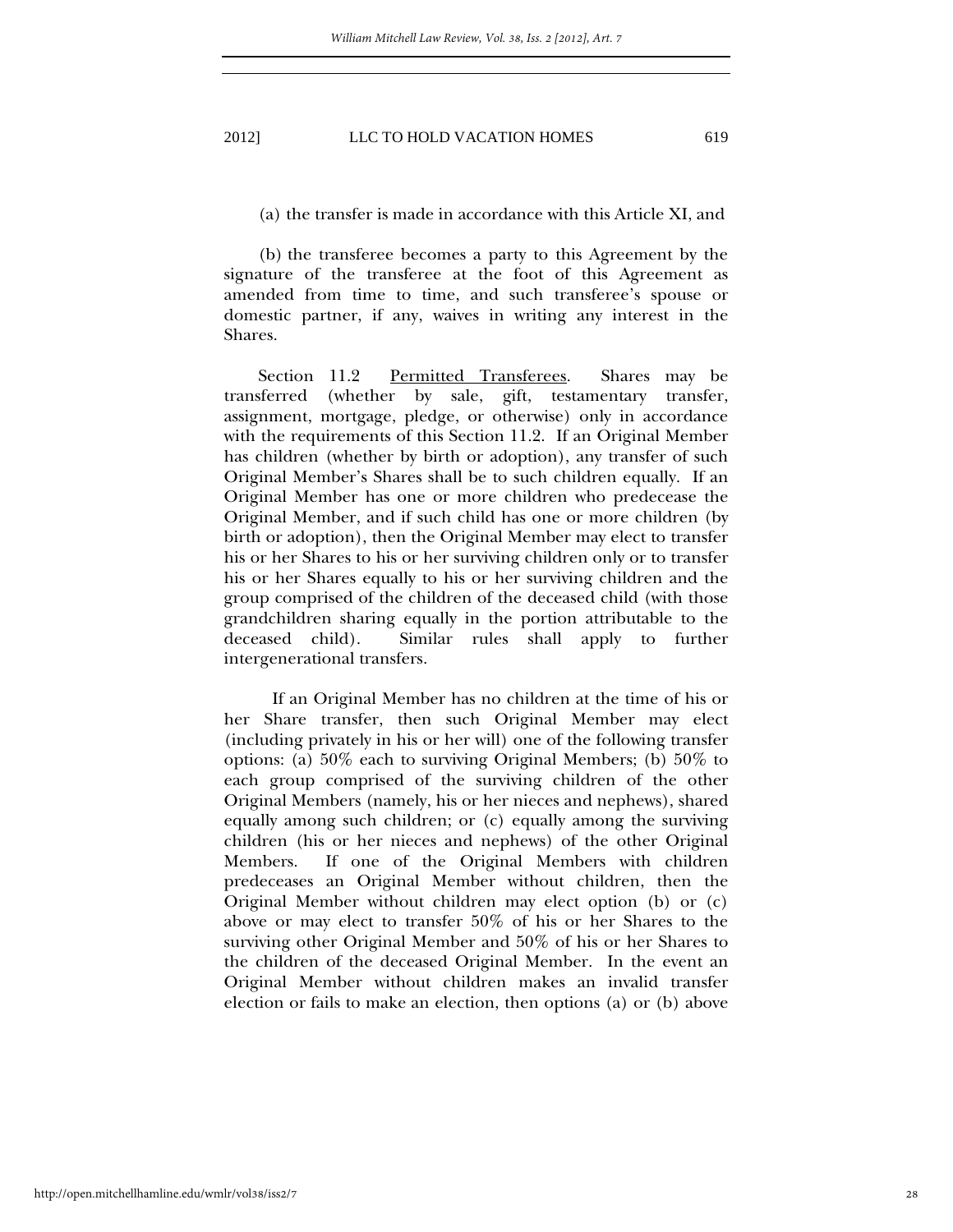(a) the transfer is made in accordance with this Article XI, and

(b) the transferee becomes a party to this Agreement by the signature of the transferee at the foot of this Agreement as amended from time to time, and such transferee's spouse or domestic partner, if any, waives in writing any interest in the Shares.

Section 11.2 Permitted Transferees. Shares may be transferred (whether by sale, gift, testamentary transfer, assignment, mortgage, pledge, or otherwise) only in accordance with the requirements of this Section 11.2. If an Original Member has children (whether by birth or adoption), any transfer of such Original Member's Shares shall be to such children equally. If an Original Member has one or more children who predecease the Original Member, and if such child has one or more children (by birth or adoption), then the Original Member may elect to transfer his or her Shares to his or her surviving children only or to transfer his or her Shares equally to his or her surviving children and the group comprised of the children of the deceased child (with those grandchildren sharing equally in the portion attributable to the deceased child). Similar rules shall apply to further intergenerational transfers.

If an Original Member has no children at the time of his or her Share transfer, then such Original Member may elect (including privately in his or her will) one of the following transfer options: (a) 50% each to surviving Original Members; (b) 50% to each group comprised of the surviving children of the other Original Members (namely, his or her nieces and nephews), shared equally among such children; or (c) equally among the surviving children (his or her nieces and nephews) of the other Original Members. If one of the Original Members with children predeceases an Original Member without children, then the Original Member without children may elect option (b) or (c) above or may elect to transfer 50% of his or her Shares to the surviving other Original Member and 50% of his or her Shares to the children of the deceased Original Member. In the event an Original Member without children makes an invalid transfer election or fails to make an election, then options (a) or (b) above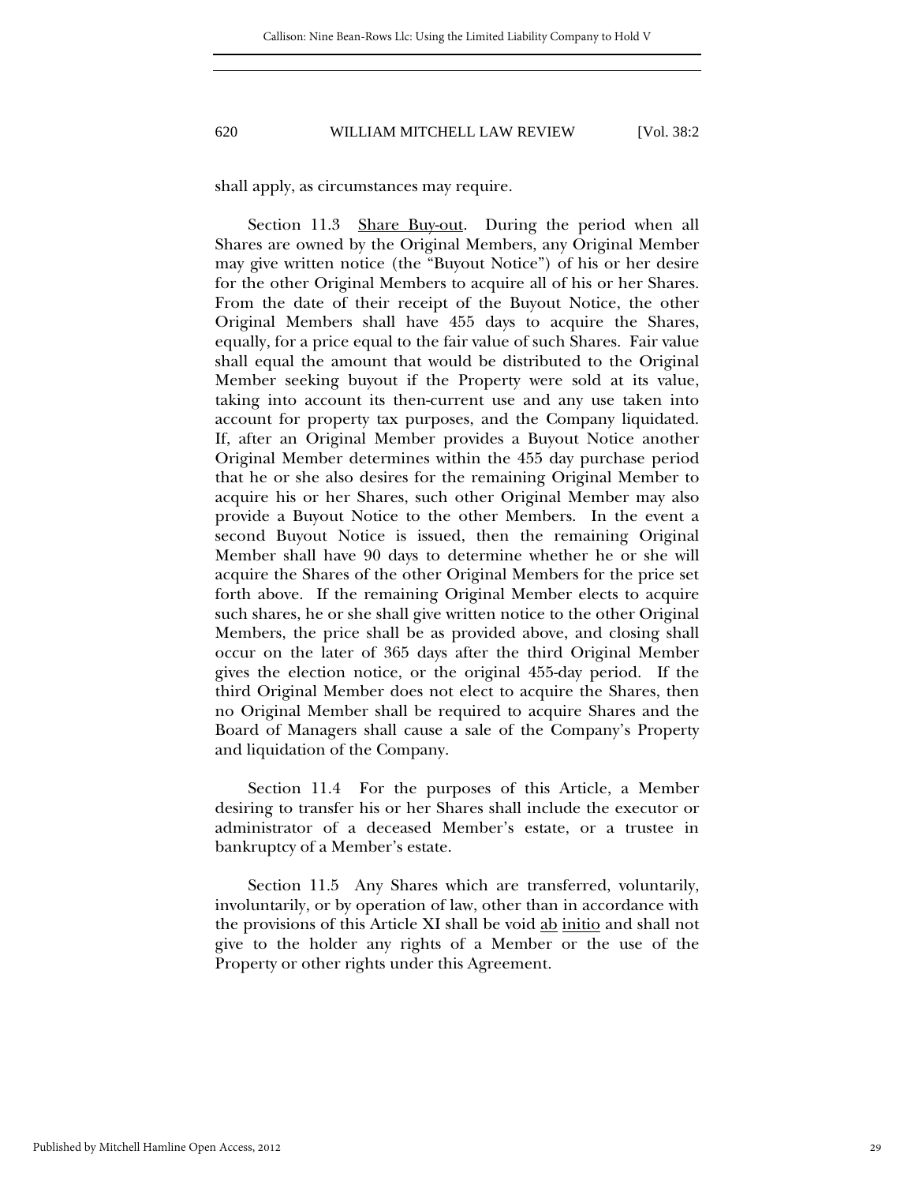shall apply, as circumstances may require.

Section 11.3 <u>Share Buy-out</u>. During the period when all Shares are owned by the Original Members, any Original Member may give written notice (the "Buyout Notice") of his or her desire for the other Original Members to acquire all of his or her Shares. From the date of their receipt of the Buyout Notice, the other Original Members shall have 455 days to acquire the Shares, equally, for a price equal to the fair value of such Shares. Fair value shall equal the amount that would be distributed to the Original Member seeking buyout if the Property were sold at its value, taking into account its then-current use and any use taken into account for property tax purposes, and the Company liquidated. If, after an Original Member provides a Buyout Notice another Original Member determines within the 455 day purchase period that he or she also desires for the remaining Original Member to acquire his or her Shares, such other Original Member may also provide a Buyout Notice to the other Members. In the event a second Buyout Notice is issued, then the remaining Original Member shall have 90 days to determine whether he or she will acquire the Shares of the other Original Members for the price set forth above. If the remaining Original Member elects to acquire such shares, he or she shall give written notice to the other Original Members, the price shall be as provided above, and closing shall occur on the later of 365 days after the third Original Member gives the election notice, or the original 455-day period. If the third Original Member does not elect to acquire the Shares, then no Original Member shall be required to acquire Shares and the Board of Managers shall cause a sale of the Company's Property and liquidation of the Company.

Section 11.4 For the purposes of this Article, a Member desiring to transfer his or her Shares shall include the executor or administrator of a deceased Member's estate, or a trustee in bankruptcy of a Member's estate.

Section 11.5 Any Shares which are transferred, voluntarily, involuntarily, or by operation of law, other than in accordance with the provisions of this Article XI shall be void <u>ab initio</u> and shall not give to the holder any rights of a Member or the use of the Property or other rights under this Agreement.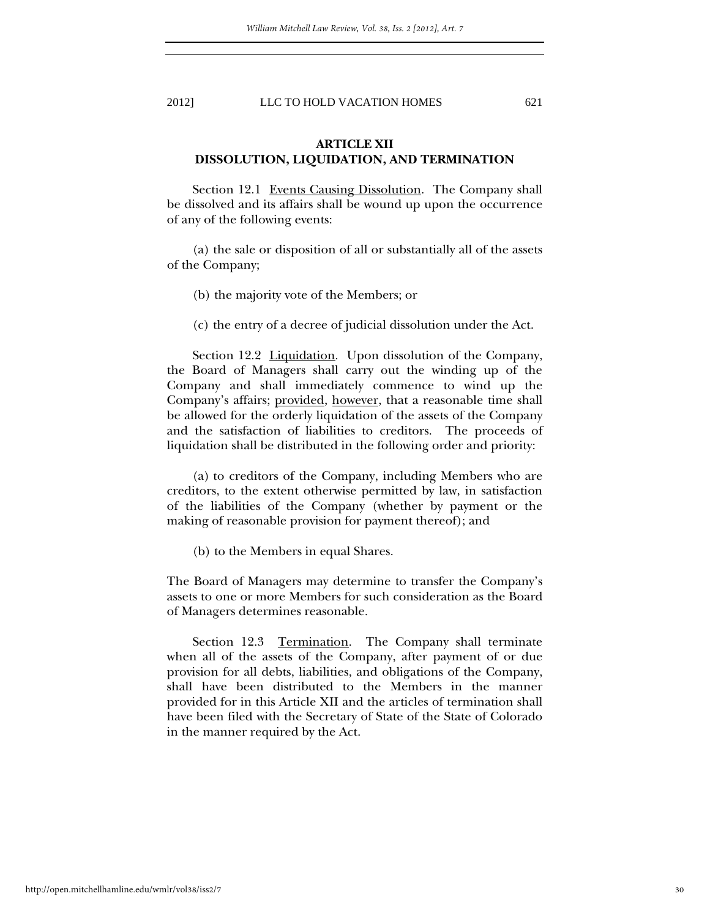## ARTICLE XII
## DISSOLUTION, LIQUIDATION, AND TERMINATION

Section 12.1 Events Causing Dissolution. The Company shall be dissolved and its affairs shall be wound up upon the occurrence of any of the following events:

(a) the sale or disposition of all or substantially all of the assets of the Company;

(b) the majority vote of the Members; or

(c) the entry of a decree of judicial dissolution under the Act.

Section 12.2 Liquidation. Upon dissolution of the Company, the Board of Managers shall carry out the winding up of the Company and shall immediately commence to wind up the Company's affairs; provided, however, that a reasonable time shall be allowed for the orderly liquidation of the assets of the Company and the satisfaction of liabilities to creditors. The proceeds of liquidation shall be distributed in the following order and priority:

(a) to creditors of the Company, including Members who are creditors, to the extent otherwise permitted by law, in satisfaction of the liabilities of the Company (whether by payment or the making of reasonable provision for payment thereof); and

(b) to the Members in equal Shares.

The Board of Managers may determine to transfer the Company's assets to one or more Members for such consideration as the Board of Managers determines reasonable.

Section 12.3 Termination. The Company shall terminate when all of the assets of the Company, after payment of or due provision for all debts, liabilities, and obligations of the Company, shall have been distributed to the Members in the manner provided for in this Article XII and the articles of termination shall have been filed with the Secretary of State of the State of Colorado in the manner required by the Act.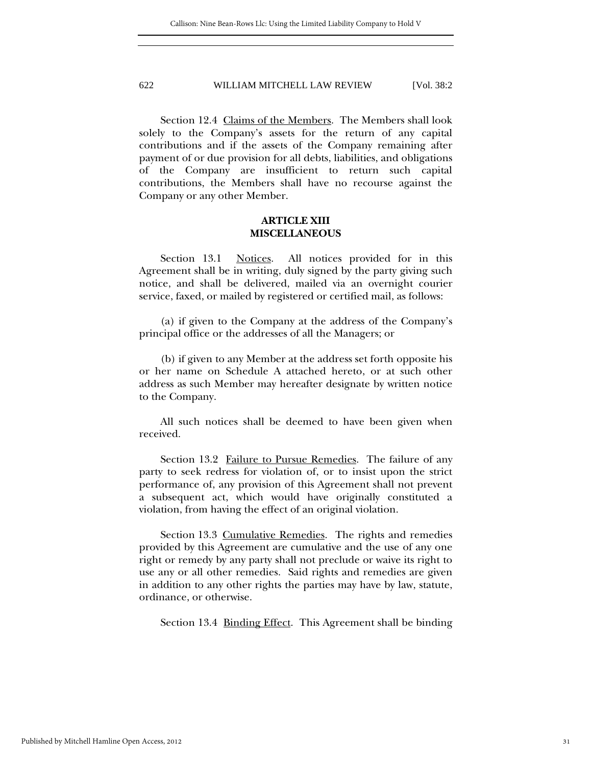Section 12.4 Claims of the Members. The Members shall look solely to the Company's assets for the return of any capital contributions and if the assets of the Company remaining after payment of or due provision for all debts, liabilities, and obligations of the Company are insufficient to return such capital contributions, the Members shall have no recourse against the Company or any other Member.

### ARTICLE XIII
### MISCELLANEOUS

Section 13.1 Notices. All notices provided for in this Agreement shall be in writing, duly signed by the party giving such notice, and shall be delivered, mailed via an overnight courier service, faxed, or mailed by registered or certified mail, as follows:

(a) if given to the Company at the address of the Company's principal office or the addresses of all the Managers; or

(b) if given to any Member at the address set forth opposite his or her name on Schedule A attached hereto, or at such other address as such Member may hereafter designate by written notice to the Company.

All such notices shall be deemed to have been given when received.

Section 13.2 Failure to Pursue Remedies. The failure of any party to seek redress for violation of, or to insist upon the strict performance of, any provision of this Agreement shall not prevent a subsequent act, which would have originally constituted a violation, from having the effect of an original violation.

Section 13.3 Cumulative Remedies. The rights and remedies provided by this Agreement are cumulative and the use of any one right or remedy by any party shall not preclude or waive its right to use any or all other remedies. Said rights and remedies are given in addition to any other rights the parties may have by law, statute, ordinance, or otherwise.

Section 13.4 Binding Effect. This Agreement shall be binding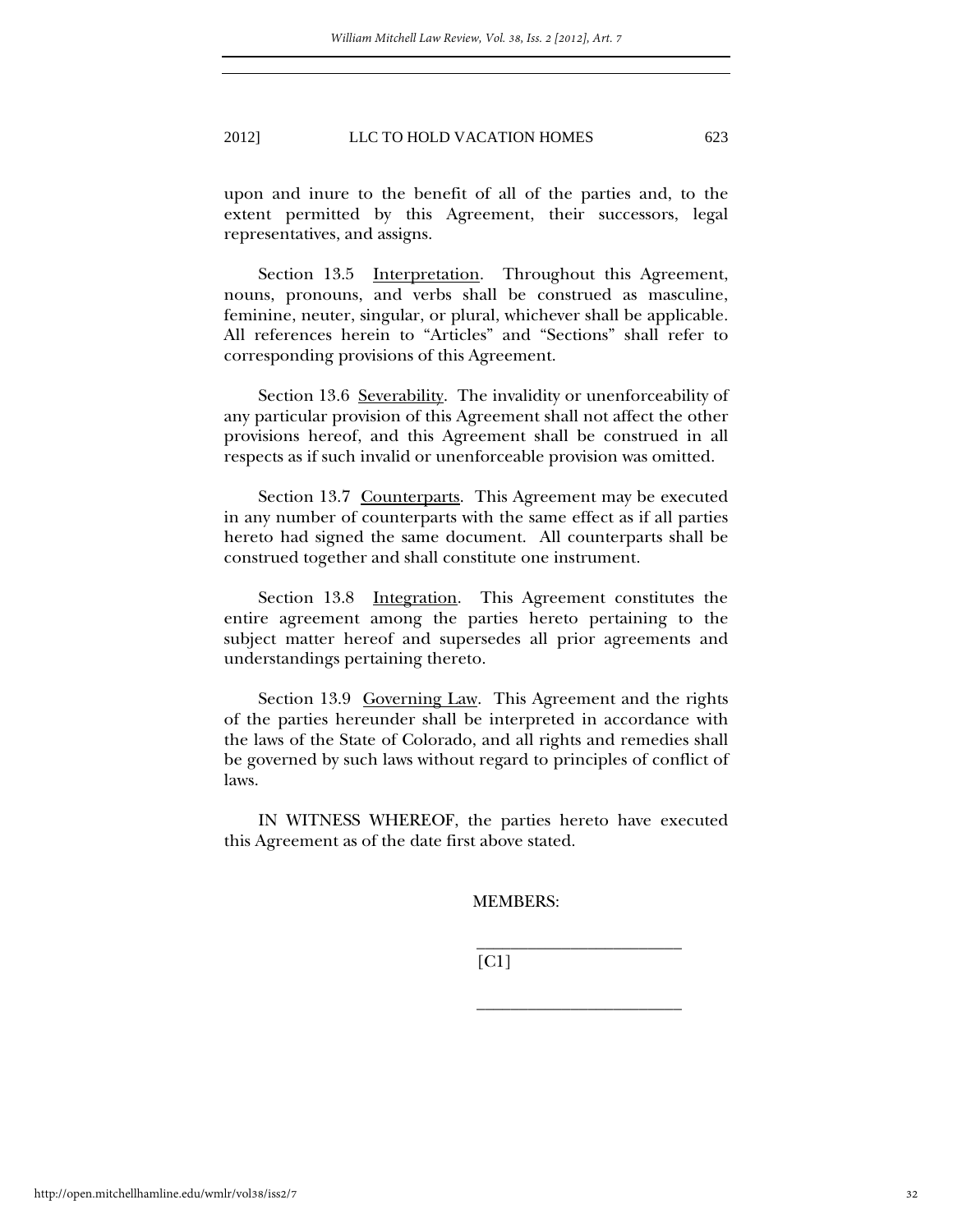upon and inure to the benefit of all of the parties and, to the extent permitted by this Agreement, their successors, legal representatives, and assigns.

Section 13.5 <u>Interpretation</u>. Throughout this Agreement, nouns, pronouns, and verbs shall be construed as masculine, feminine, neuter, singular, or plural, whichever shall be applicable. All references herein to "Articles" and "Sections" shall refer to corresponding provisions of this Agreement.

Section 13.6 <u>Severability</u>. The invalidity or unenforceability of any particular provision of this Agreement shall not affect the other provisions hereof, and this Agreement shall be construed in all respects as if such invalid or unenforceable provision was omitted.

Section 13.7 <u>Counterparts</u>. This Agreement may be executed in any number of counterparts with the same effect as if all parties hereto had signed the same document. All counterparts shall be construed together and shall constitute one instrument.

Section 13.8 <u>Integration</u>. This Agreement constitutes the entire agreement among the parties hereto pertaining to the subject matter hereof and supersedes all prior agreements and understandings pertaining thereto.

Section 13.9 <u>Governing Law</u>. This Agreement and the rights of the parties hereunder shall be interpreted in accordance with the laws of the State of Colorado, and all rights and remedies shall be governed by such laws without regard to principles of conflict of laws.

IN WITNESS WHEREOF, the parties hereto have executed this Agreement as of the date first above stated.

MEMBERS:

\_\_\_\_\_\_\_\_\_\_\_\_\_\_\_\_\_\_\_\_\_\_\_\_\_
[C1]

\_\_\_\_\_\_\_\_\_\_\_\_\_\_\_\_\_\_\_\_\_\_\_\_\_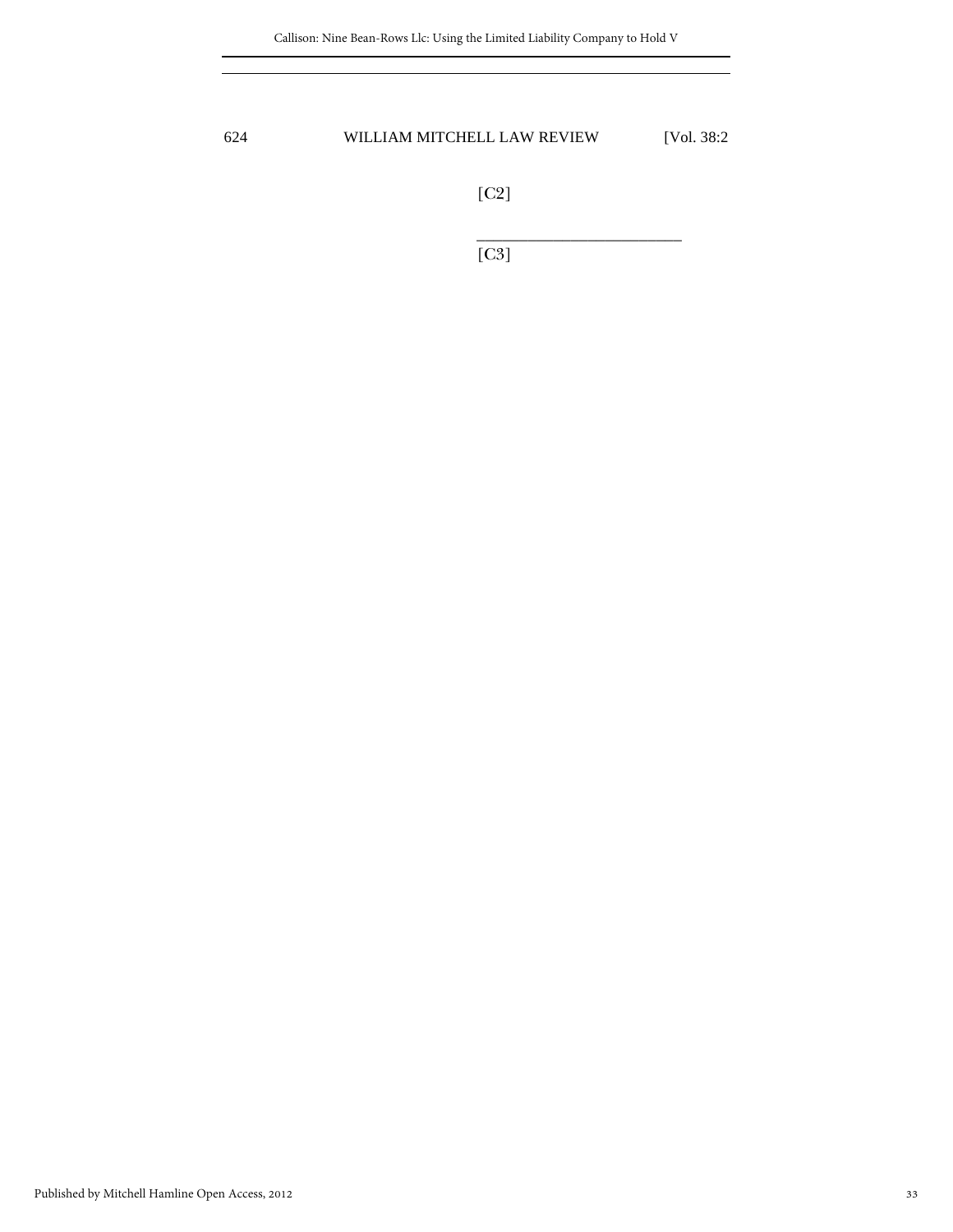[C2]

\_\_\_\_\_\_\_\_\_\_\_\_\_\_\_\_\_\_\_\_\_\_\_\_\_\_\_\_

[C3]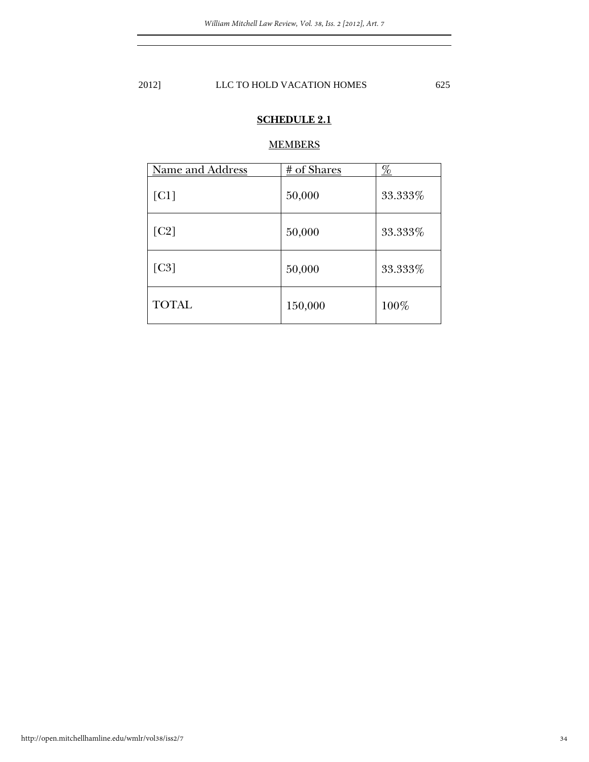**SCHEDULE 2.1**

MEMBERS

| Name and Address | # of Shares | % |
|---|---|---|
| [C1] | 50,000 | 33.333% |
| [C2] | 50,000 | 33.333% |
| [C3] | 50,000 | 33.333% |
| TOTAL | 150,000 | 100% |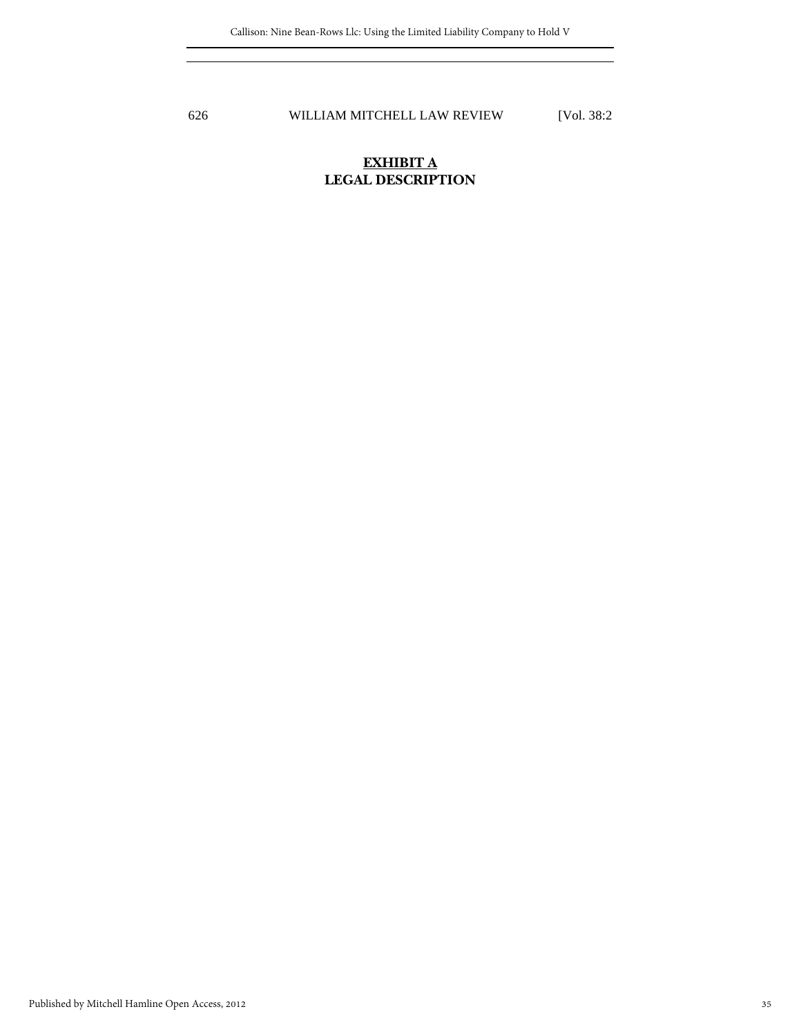**<u>EXHIBIT A</u>**
**LEGAL DESCRIPTION**